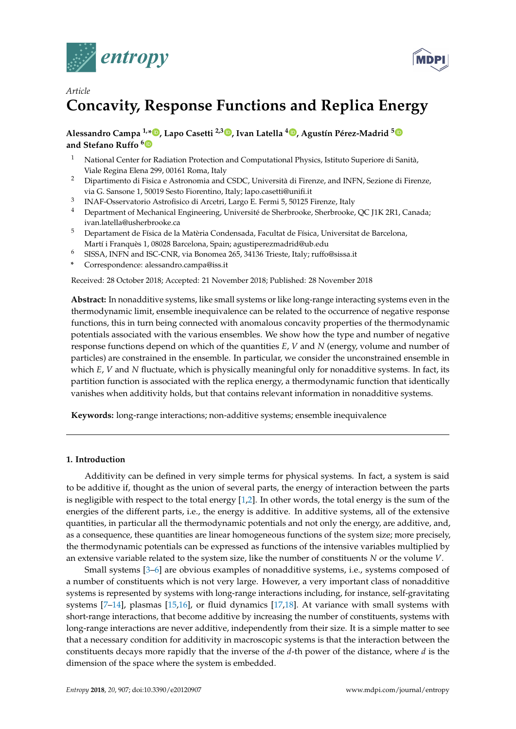Article

# Concavity, Response Functions and Replica Energy

**Alessandro Campa [1,*], Lapo Casetti [2,3], Ivan Latella [4], Agustín Pérez-Madrid [5] and Stefano Ruffo [6]**

1. National Center for Radiation Protection and Computational Physics, Istituto Superiore di Sanità, Viale Regina Elena 299, 00161 Roma, Italy
2. Dipartimento di Fisica e Astronomia and CSDC, Università di Firenze, and INFN, Sezione di Firenze, via G. Sansone 1, 50019 Sesto Fiorentino, Italy; lapo.casetti@unifi.it
3. INAF-Osservatorio Astrofisico di Arcetri, Largo E. Fermi 5, 50125 Firenze, Italy
4. Department of Mechanical Engineering, Université de Sherbrooke, Sherbrooke, QC J1K 2R1, Canada; ivan.latella@usherbrooke.ca
5. Departament de Física de la Matèria Condensada, Facultat de Física, Universitat de Barcelona, Martí i Franquès 1, 08028 Barcelona, Spain; agustiperezmadrid@ub.edu
6. SISSA, INFN and ISC-CNR, via Bonomea 265, 34136 Trieste, Italy; ruffo@sissa.it

\* Correspondence: alessandro.campa@iss.it

Received: 28 October 2018; Accepted: 21 November 2018; Published: 28 November 2018

**Abstract:** In nonadditive systems, like small systems or like long-range interacting systems even in the thermodynamic limit, ensemble inequivalence can be related to the occurrence of negative response functions, this in turn being connected with anomalous concavity properties of the thermodynamic potentials associated with the various ensembles. We show how the type and number of negative response functions depend on which of the quantities $E$, $V$ and $N$ (energy, volume and number of particles) are constrained in the ensemble. In particular, we consider the unconstrained ensemble in which $E$, $V$ and $N$ fluctuate, which is physically meaningful only for nonadditive systems. In fact, its partition function is associated with the replica energy, a thermodynamic function that identically vanishes when additivity holds, but that contains relevant information in nonadditive systems.

**Keywords:** long-range interactions; non-additive systems; ensemble inequivalence

## 1. Introduction

Additivity can be defined in very simple terms for physical systems. In fact, a system is said to be additive if, thought as the union of several parts, the energy of interaction between the parts is negligible with respect to the total energy [1,2]. In other words, the total energy is the sum of the energies of the different parts, i.e., the energy is additive. In additive systems, all of the extensive quantities, in particular all the thermodynamic potentials and not only the energy, are additive, and, as a consequence, these quantities are linear homogeneous functions of the system size; more precisely, the thermodynamic potentials can be expressed as functions of the intensive variables multiplied by an extensive variable related to the system size, like the number of constituents $N$ or the volume $V$.

Small systems [3–6] are obvious examples of nonadditive systems, i.e., systems composed of a number of constituents which is not very large. However, a very important class of nonadditive systems is represented by systems with long-range interactions including, for instance, self-gravitating systems [7–14], plasmas [15,16], or fluid dynamics [17,18]. At variance with small systems with short-range interactions, that become additive by increasing the number of constituents, systems with long-range interactions are never additive, independently from their size. It is a simple matter to see that a necessary condition for additivity in macroscopic systems is that the interaction between the constituents decays more rapidly that the inverse of the $d$-th power of the distance, where $d$ is the dimension of the space where the system is embedded.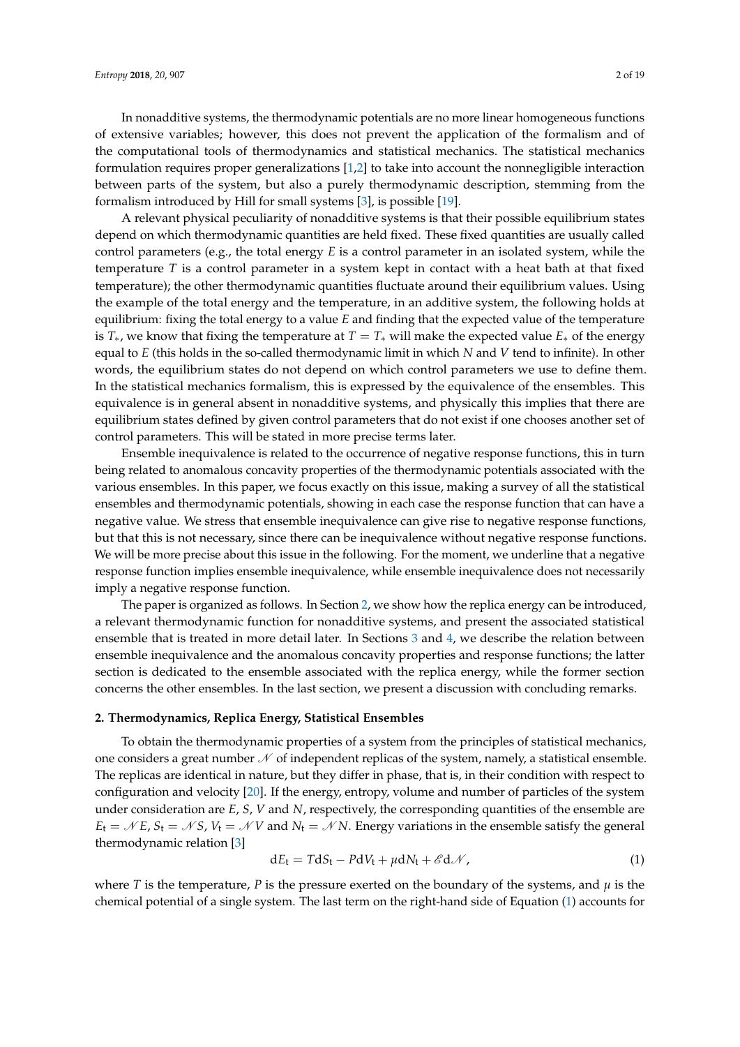In nonadditive systems, the thermodynamic potentials are no more linear homogeneous functions of extensive variables; however, this does not prevent the application of the formalism and of the computational tools of thermodynamics and statistical mechanics. The statistical mechanics formulation requires proper generalizations [1,2] to take into account the nonnegligible interaction between parts of the system, but also a purely thermodynamic description, stemming from the formalism introduced by Hill for small systems [3], is possible [19].

A relevant physical peculiarity of nonadditive systems is that their possible equilibrium states depend on which thermodynamic quantities are held fixed. These fixed quantities are usually called control parameters (e.g., the total energy $E$ is a control parameter in an isolated system, while the temperature $T$ is a control parameter in a system kept in contact with a heat bath at that fixed temperature); the other thermodynamic quantities fluctuate around their equilibrium values. Using the example of the total energy and the temperature, in an additive system, the following holds at equilibrium: fixing the total energy to a value $E$ and finding that the expected value of the temperature is $T_*$, we know that fixing the temperature at $T = T_*$ will make the expected value $E_*$ of the energy equal to $E$ (this holds in the so-called thermodynamic limit in which $N$ and $V$ tend to infinite). In other words, the equilibrium states do not depend on which control parameters we use to define them. In the statistical mechanics formalism, this is expressed by the equivalence of the ensembles. This equivalence is in general absent in nonadditive systems, and physically this implies that there are equilibrium states defined by given control parameters that do not exist if one chooses another set of control parameters. This will be stated in more precise terms later.

Ensemble inequivalence is related to the occurrence of negative response functions, this in turn being related to anomalous concavity properties of the thermodynamic potentials associated with the various ensembles. In this paper, we focus exactly on this issue, making a survey of all the statistical ensembles and thermodynamic potentials, showing in each case the response function that can have a negative value. We stress that ensemble inequivalence can give rise to negative response functions, but that this is not necessary, since there can be inequivalence without negative response functions. We will be more precise about this issue in the following. For the moment, we underline that a negative response function implies ensemble inequivalence, while ensemble inequivalence does not necessarily imply a negative response function.

The paper is organized as follows. In Section 2, we show how the replica energy can be introduced, a relevant thermodynamic function for nonadditive systems, and present the associated statistical ensemble that is treated in more detail later. In Sections 3 and 4, we describe the relation between ensemble inequivalence and the anomalous concavity properties and response functions; the latter section is dedicated to the ensemble associated with the replica energy, while the former section concerns the other ensembles. In the last section, we present a discussion with concluding remarks.

## 2. Thermodynamics, Replica Energy, Statistical Ensembles

To obtain the thermodynamic properties of a system from the principles of statistical mechanics, one considers a great number $\mathcal{N}$ of independent replicas of the system, namely, a statistical ensemble. The replicas are identical in nature, but they differ in phase, that is, in their condition with respect to configuration and velocity [20]. If the energy, entropy, volume and number of particles of the system under consideration are $E$, $S$, $V$ and $N$, respectively, the corresponding quantities of the ensemble are $E_{\rm t} = \mathcal{N} E$, $S_{\rm t} = \mathcal{N} S$, $V_{\rm t} = \mathcal{N} V$ and $N_{\rm t} = \mathcal{N} N$. Energy variations in the ensemble satisfy the general thermodynamic relation [3]

$$\mathrm{d}E_{\rm t} = T\mathrm{d}S_{\rm t} - P\mathrm{d}V_{\rm t} + \mu \mathrm{d}N_{\rm t} + \mathscr{E}\mathrm{d}\mathcal{N}, \tag{1}$$

where $T$ is the temperature, $P$ is the pressure exerted on the boundary of the systems, and $\mu$ is the chemical potential of a single system. The last term on the right-hand side of Equation (1) accounts for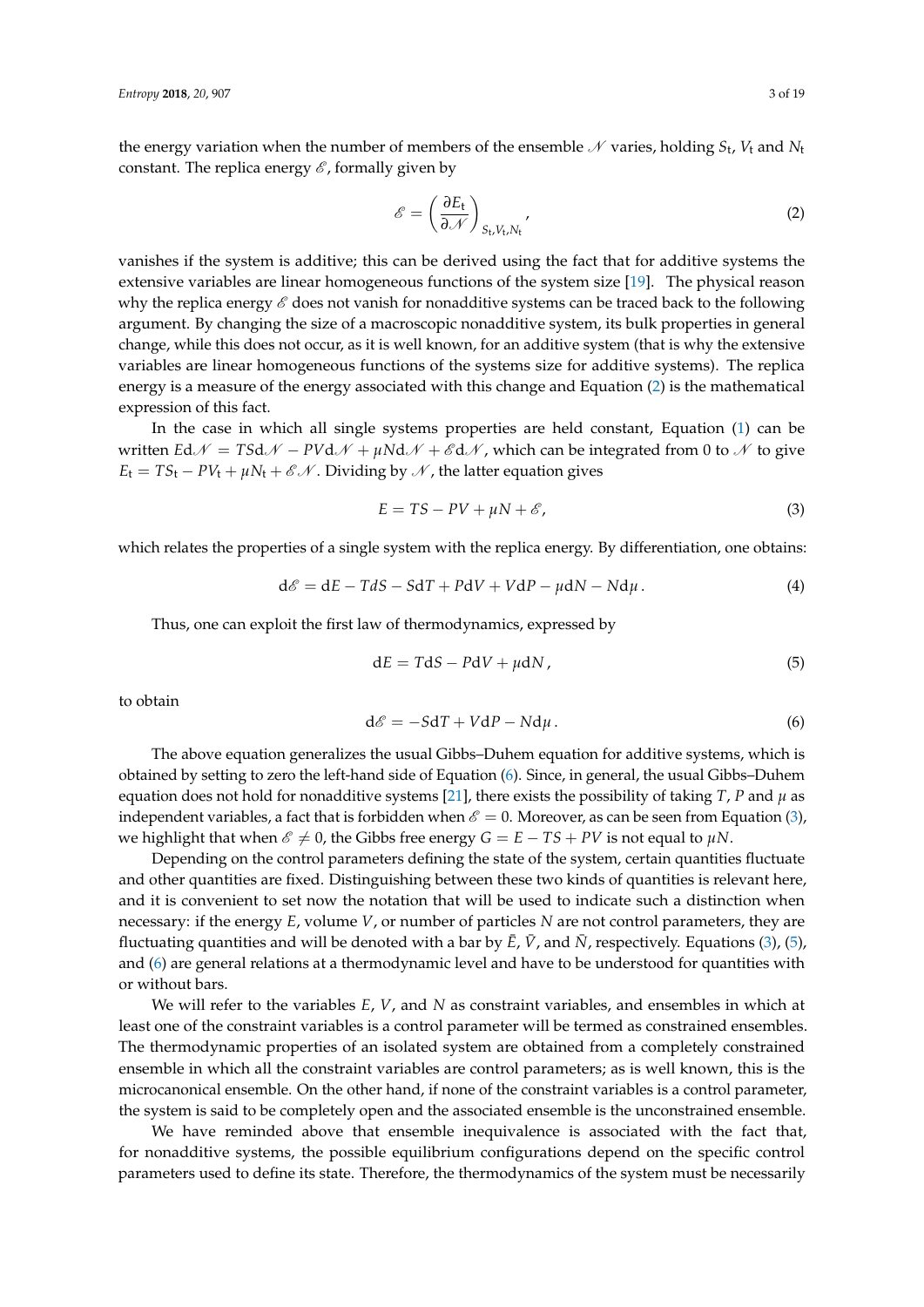the energy variation when the number of members of the ensemble $\mathscr{N}$ varies, holding $S_\mathrm{t}$, $V_\mathrm{t}$ and $N_\mathrm{t}$ constant. The replica energy $\mathscr{E}$, formally given by

$$\mathscr{E} = \left( \frac{\partial E_\mathrm{t}}{\partial \mathscr{N}} \right)_{S_\mathrm{t}, V_\mathrm{t}, N_\mathrm{t}}, \tag{2}$$

vanishes if the system is additive; this can be derived using the fact that for additive systems the extensive variables are linear homogeneous functions of the system size [19]. The physical reason why the replica energy $\mathscr{E}$ does not vanish for nonadditive systems can be traced back to the following argument. By changing the size of a macroscopic nonadditive system, its bulk properties in general change, while this does not occur, as it is well known, for an additive system (that is why the extensive variables are linear homogeneous functions of the systems size for additive systems). The replica energy is a measure of the energy associated with this change and Equation (2) is the mathematical expression of this fact.

In the case in which all single systems properties are held constant, Equation (1) can be written $E\mathrm{d}\mathscr{N} = TS\mathrm{d}\mathscr{N} - PV\mathrm{d}\mathscr{N} + \mu N\mathrm{d}\mathscr{N} + \mathscr{E}\mathrm{d}\mathscr{N}$, which can be integrated from 0 to $\mathscr{N}$ to give $E_\mathrm{t} = TS_\mathrm{t} - PV_\mathrm{t} + \mu N_\mathrm{t} + \mathscr{E}\mathscr{N}$. Dividing by $\mathscr{N}$, the latter equation gives

$$E = TS - PV + \mu N + \mathscr{E}, \tag{3}$$

which relates the properties of a single system with the replica energy. By differentiation, one obtains:

$$\mathrm{d}\mathscr{E} = \mathrm{d}E - T\mathrm{d}S - S\mathrm{d}T + P\mathrm{d}V + V\mathrm{d}P - \mu\mathrm{d}N - N\mathrm{d}\mu\,. \tag{4}$$

Thus, one can exploit the first law of thermodynamics, expressed by

$$\mathrm{d}E = T\mathrm{d}S - P\mathrm{d}V + \mu\mathrm{d}N\,, \tag{5}$$

to obtain

$$\mathrm{d}\mathscr{E} = -S\mathrm{d}T + V\mathrm{d}P - N\mathrm{d}\mu\,. \tag{6}$$

The above equation generalizes the usual Gibbs–Duhem equation for additive systems, which is obtained by setting to zero the left-hand side of Equation (6). Since, in general, the usual Gibbs–Duhem equation does not hold for nonadditive systems [21], there exists the possibility of taking $T$, $P$ and $\mu$ as independent variables, a fact that is forbidden when $\mathscr{E} = 0$. Moreover, as can be seen from Equation (3), we highlight that when $\mathscr{E} \neq 0$, the Gibbs free energy $G = E - TS + PV$ is not equal to $\mu N$.

Depending on the control parameters defining the state of the system, certain quantities fluctuate and other quantities are fixed. Distinguishing between these two kinds of quantities is relevant here, and it is convenient to set now the notation that will be used to indicate such a distinction when necessary: if the energy $E$, volume $V$, or number of particles $N$ are not control parameters, they are fluctuating quantities and will be denoted with a bar by $\bar{E}$, $\bar{V}$, and $\bar{N}$, respectively. Equations (3), (5), and (6) are general relations at a thermodynamic level and have to be understood for quantities with or without bars.

We will refer to the variables $E$, $V$, and $N$ as constraint variables, and ensembles in which at least one of the constraint variables is a control parameter will be termed as constrained ensembles. The thermodynamic properties of an isolated system are obtained from a completely constrained ensemble in which all the constraint variables are control parameters; as is well known, this is the microcanonical ensemble. On the other hand, if none of the constraint variables is a control parameter, the system is said to be completely open and the associated ensemble is the unconstrained ensemble.

We have reminded above that ensemble inequivalence is associated with the fact that, for nonadditive systems, the possible equilibrium configurations depend on the specific control parameters used to define its state. Therefore, the thermodynamics of the system must be necessarily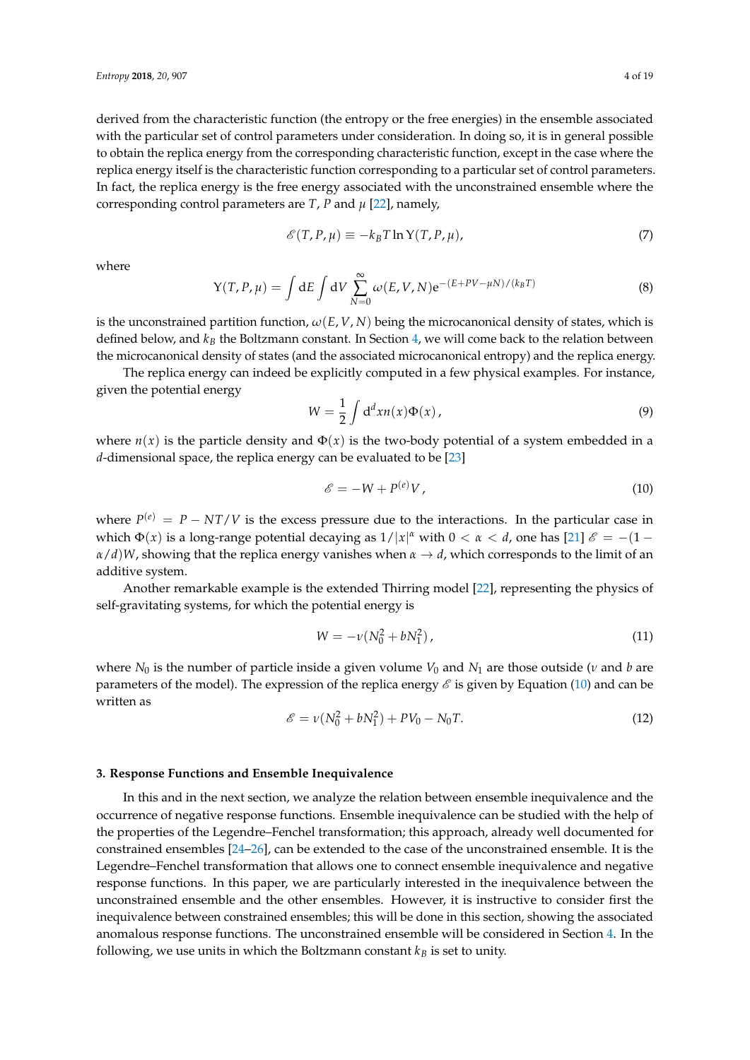derived from the characteristic function (the entropy or the free energies) in the ensemble associated with the particular set of control parameters under consideration. In doing so, it is in general possible to obtain the replica energy from the corresponding characteristic function, except in the case where the replica energy itself is the characteristic function corresponding to a particular set of control parameters. In fact, the replica energy is the free energy associated with the unconstrained ensemble where the corresponding control parameters are $T$, $P$ and $\mu$ [22], namely,

$$\mathscr{E}(T,P,\mu) \equiv -k_B T \ln \Upsilon(T,P,\mu), \tag{7}$$

where

$$\Upsilon(T,P,\mu) = \int \mathrm{d}E \int \mathrm{d}V \sum_{N=0}^{\infty} \omega(E,V,N) \mathrm{e}^{-(E+PV-\mu N)/(k_B T)} \tag{8}$$

is the unconstrained partition function, $\omega(E,V,N)$ being the microcanonical density of states, which is defined below, and $k_B$ the Boltzmann constant. In Section 4, we will come back to the relation between the microcanonical density of states (and the associated microcanonical entropy) and the replica energy.

The replica energy can indeed be explicitly computed in a few physical examples. For instance, given the potential energy

$$W = \frac{1}{2} \int \mathrm{d}^d x n(x) \Phi(x) \,, \tag{9}$$

where $n(x)$ is the particle density and $\Phi(x)$ is the two-body potential of a system embedded in a $d$-dimensional space, the replica energy can be evaluated to be [23]

$$\mathscr{E} = -W + P^{(e)} V \,, \tag{10}$$

where $P^{(e)} = P - NT/V$ is the excess pressure due to the interactions. In the particular case in which $\Phi(x)$ is a long-range potential decaying as $1/|x|^{\alpha}$ with $0 < \alpha < d$, one has [21] $\mathscr{E} = -(1 - \alpha/d)W$, showing that the replica energy vanishes when $\alpha \to d$, which corresponds to the limit of an additive system.

Another remarkable example is the extended Thirring model [22], representing the physics of self-gravitating systems, for which the potential energy is

$$W = -\nu (N_0^2 + b N_1^2) \,, \tag{11}$$

where $N_0$ is the number of particle inside a given volume $V_0$ and $N_1$ are those outside ($\nu$ and $b$ are parameters of the model). The expression of the replica energy $\mathscr{E}$ is given by Equation (10) and can be written as

$$\mathscr{E} = \nu (N_0^2 + b N_1^2) + P V_0 - N_0 T. \tag{12}$$

### 3. Response Functions and Ensemble Inequivalence

In this and in the next section, we analyze the relation between ensemble inequivalence and the occurrence of negative response functions. Ensemble inequivalence can be studied with the help of the properties of the Legendre–Fenchel transformation; this approach, already well documented for constrained ensembles [24–26], can be extended to the case of the unconstrained ensemble. It is the Legendre–Fenchel transformation that allows one to connect ensemble inequivalence and negative response functions. In this paper, we are particularly interested in the inequivalence between the unconstrained ensemble and the other ensembles. However, it is instructive to consider first the inequivalence between constrained ensembles; this will be done in this section, showing the associated anomalous response functions. The unconstrained ensemble will be considered in Section 4. In the following, we use units in which the Boltzmann constant $k_B$ is set to unity.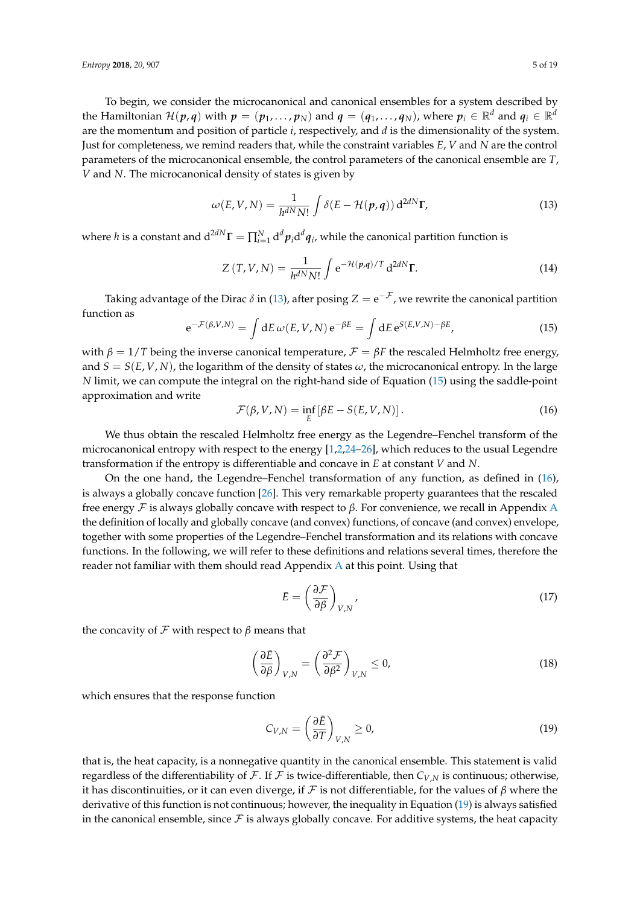To begin, we consider the microcanonical and canonical ensembles for a system described by the Hamiltonian $\mathcal{H}(\boldsymbol{p}, \boldsymbol{q})$ with $\boldsymbol{p} = (\boldsymbol{p}_1, \ldots, \boldsymbol{p}_N)$ and $\boldsymbol{q} = (\boldsymbol{q}_1, \ldots, \boldsymbol{q}_N)$, where $\boldsymbol{p}_i \in \mathbb{R}^d$ and $\boldsymbol{q}_i \in \mathbb{R}^d$ are the momentum and position of particle $i$, respectively, and $d$ is the dimensionality of the system. Just for completeness, we remind readers that, while the constraint variables $E$, $V$ and $N$ are the control parameters of the microcanonical ensemble, the control parameters of the canonical ensemble are $T$, $V$ and $N$. The microcanonical density of states is given by

$$\omega(E, V, N) = \frac{1}{h^{dN} N!} \int \delta(E - \mathcal{H}(\boldsymbol{p}, \boldsymbol{q}))\, \mathrm{d}^{2dN}\boldsymbol{\Gamma}, \tag{13}$$

where $h$ is a constant and $\mathrm{d}^{2dN}\boldsymbol{\Gamma} = \prod_{i=1}^{N} \mathrm{d}^d \boldsymbol{p}_i \mathrm{d}^d \boldsymbol{q}_i$, while the canonical partition function is

$$Z(T, V, N) = \frac{1}{h^{dN} N!} \int \mathrm{e}^{-\mathcal{H}(\boldsymbol{p}, \boldsymbol{q})/T}\, \mathrm{d}^{2dN}\boldsymbol{\Gamma}. \tag{14}$$

Taking advantage of the Dirac $\delta$ in (13), after posing $Z = \mathrm{e}^{-\mathcal{F}}$, we rewrite the canonical partition function as

$$\mathrm{e}^{-\mathcal{F}(\beta, V, N)} = \int \mathrm{d}E\, \omega(E, V, N)\, \mathrm{e}^{-\beta E} = \int \mathrm{d}E\, \mathrm{e}^{S(E, V, N) - \beta E}, \tag{15}$$

with $\beta = 1/T$ being the inverse canonical temperature, $\mathcal{F} = \beta F$ the rescaled Helmholtz free energy, and $S = S(E, V, N)$, the logarithm of the density of states $\omega$, the microcanonical entropy. In the large $N$ limit, we can compute the integral on the right-hand side of Equation (15) using the saddle-point approximation and write

$$\mathcal{F}(\beta, V, N) = \inf_E \left[\beta E - S(E, V, N)\right]. \tag{16}$$

We thus obtain the rescaled Helmholtz free energy as the Legendre–Fenchel transform of the microcanonical entropy with respect to the energy [1,2,24–26], which reduces to the usual Legendre transformation if the entropy is differentiable and concave in $E$ at constant $V$ and $N$.

On the one hand, the Legendre–Fenchel transformation of any function, as defined in (16), is always a globally concave function [26]. This very remarkable property guarantees that the rescaled free energy $\mathcal{F}$ is always globally concave with respect to $\beta$. For convenience, we recall in Appendix A the definition of locally and globally concave (and convex) functions, of concave (and convex) envelope, together with some properties of the Legendre–Fenchel transformation and its relations with concave functions. In the following, we will refer to these definitions and relations several times, therefore the reader not familiar with them should read Appendix A at this point. Using that

$$\bar{E} = \left(\frac{\partial \mathcal{F}}{\partial \beta}\right)_{V,N}, \tag{17}$$

the concavity of $\mathcal{F}$ with respect to $\beta$ means that

$$\left(\frac{\partial \bar{E}}{\partial \beta}\right)_{V,N} = \left(\frac{\partial^2 \mathcal{F}}{\partial \beta^2}\right)_{V,N} \leq 0, \tag{18}$$

which ensures that the response function

$$C_{V,N} = \left(\frac{\partial \bar{E}}{\partial T}\right)_{V,N} \geq 0, \tag{19}$$

that is, the heat capacity, is a nonnegative quantity in the canonical ensemble. This statement is valid regardless of the differentiability of $\mathcal{F}$. If $\mathcal{F}$ is twice-differentiable, then $C_{V,N}$ is continuous; otherwise, it has discontinuities, or it can even diverge, if $\mathcal{F}$ is not differentiable, for the values of $\beta$ where the derivative of this function is not continuous; however, the inequality in Equation (19) is always satisfied in the canonical ensemble, since $\mathcal{F}$ is always globally concave. For additive systems, the heat capacity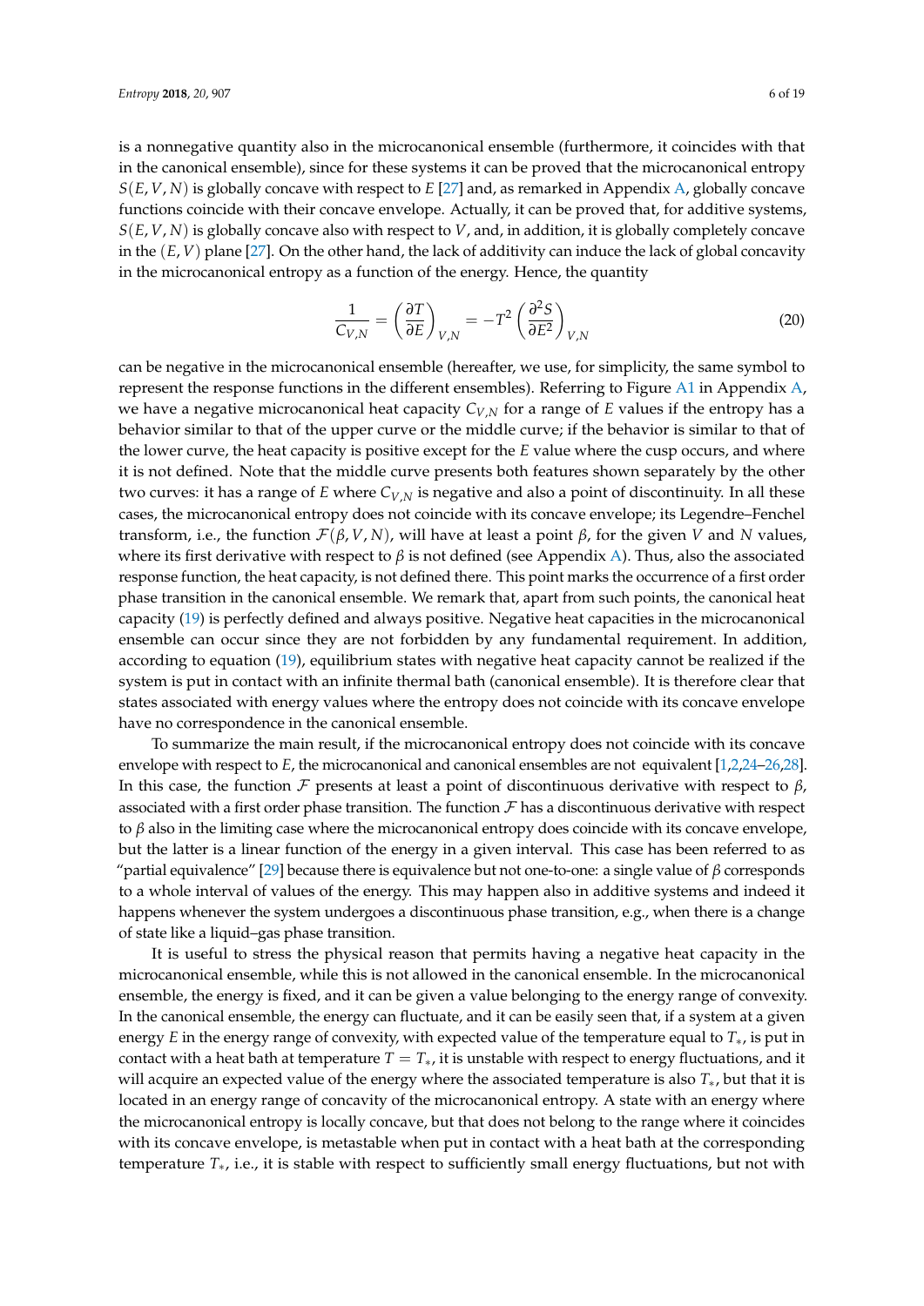is a nonnegative quantity also in the microcanonical ensemble (furthermore, it coincides with that in the canonical ensemble), since for these systems it can be proved that the microcanonical entropy $S(E, V, N)$ is globally concave with respect to $E$ [27] and, as remarked in Appendix A, globally concave functions coincide with their concave envelope. Actually, it can be proved that, for additive systems, $S(E, V, N)$ is globally concave also with respect to $V$, and, in addition, it is globally completely concave in the $(E, V)$ plane [27]. On the other hand, the lack of additivity can induce the lack of global concavity in the microcanonical entropy as a function of the energy. Hence, the quantity

$$\frac{1}{C_{V,N}} = \left(\frac{\partial T}{\partial E}\right)_{V,N} = -T^2 \left(\frac{\partial^2 S}{\partial E^2}\right)_{V,N} \tag{20}$$

can be negative in the microcanonical ensemble (hereafter, we use, for simplicity, the same symbol to represent the response functions in the different ensembles). Referring to Figure A1 in Appendix A, we have a negative microcanonical heat capacity $C_{V,N}$ for a range of $E$ values if the entropy has a behavior similar to that of the upper curve or the middle curve; if the behavior is similar to that of the lower curve, the heat capacity is positive except for the $E$ value where the cusp occurs, and where it is not defined. Note that the middle curve presents both features shown separately by the other two curves: it has a range of $E$ where $C_{V,N}$ is negative and also a point of discontinuity. In all these cases, the microcanonical entropy does not coincide with its concave envelope; its Legendre–Fenchel transform, i.e., the function $\mathcal{F}(\beta, V, N)$, will have at least a point $\beta$, for the given $V$ and $N$ values, where its first derivative with respect to $\beta$ is not defined (see Appendix A). Thus, also the associated response function, the heat capacity, is not defined there. This point marks the occurrence of a first order phase transition in the canonical ensemble. We remark that, apart from such points, the canonical heat capacity (19) is perfectly defined and always positive. Negative heat capacities in the microcanonical ensemble can occur since they are not forbidden by any fundamental requirement. In addition, according to equation (19), equilibrium states with negative heat capacity cannot be realized if the system is put in contact with an infinite thermal bath (canonical ensemble). It is therefore clear that states associated with energy values where the entropy does not coincide with its concave envelope have no correspondence in the canonical ensemble.

To summarize the main result, if the microcanonical entropy does not coincide with its concave envelope with respect to $E$, the microcanonical and canonical ensembles are not equivalent [1,2,24–26,28]. In this case, the function $\mathcal{F}$ presents at least a point of discontinuous derivative with respect to $\beta$, associated with a first order phase transition. The function $\mathcal{F}$ has a discontinuous derivative with respect to $\beta$ also in the limiting case where the microcanonical entropy does coincide with its concave envelope, but the latter is a linear function of the energy in a given interval. This case has been referred to as "partial equivalence" [29] because there is equivalence but not one-to-one: a single value of $\beta$ corresponds to a whole interval of values of the energy. This may happen also in additive systems and indeed it happens whenever the system undergoes a discontinuous phase transition, e.g., when there is a change of state like a liquid–gas phase transition.

It is useful to stress the physical reason that permits having a negative heat capacity in the microcanonical ensemble, while this is not allowed in the canonical ensemble. In the microcanonical ensemble, the energy is fixed, and it can be given a value belonging to the energy range of convexity. In the canonical ensemble, the energy can fluctuate, and it can be easily seen that, if a system at a given energy $E$ in the energy range of convexity, with expected value of the temperature equal to $T_*$, is put in contact with a heat bath at temperature $T = T_*$, it is unstable with respect to energy fluctuations, and it will acquire an expected value of the energy where the associated temperature is also $T_*$, but that it is located in an energy range of concavity of the microcanonical entropy. A state with an energy where the microcanonical entropy is locally concave, but that does not belong to the range where it coincides with its concave envelope, is metastable when put in contact with a heat bath at the corresponding temperature $T_*$, i.e., it is stable with respect to sufficiently small energy fluctuations, but not with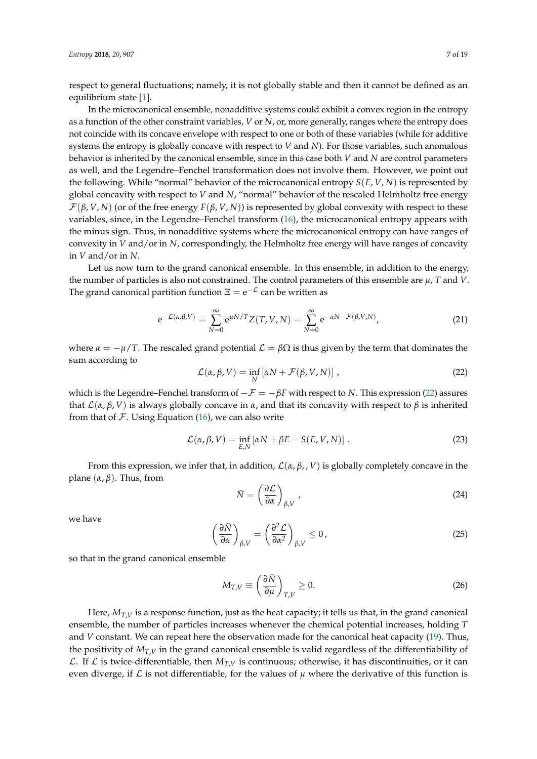respect to general fluctuations; namely, it is not globally stable and then it cannot be defined as an equilibrium state [1].

In the microcanonical ensemble, nonadditive systems could exhibit a convex region in the entropy as a function of the other constraint variables, $V$ or $N$, or, more generally, ranges where the entropy does not coincide with its concave envelope with respect to one or both of these variables (while for additive systems the entropy is globally concave with respect to $V$ and $N$). For those variables, such anomalous behavior is inherited by the canonical ensemble, since in this case both $V$ and $N$ are control parameters as well, and the Legendre–Fenchel transformation does not involve them. However, we point out the following. While "normal" behavior of the microcanonical entropy $S(E, V, N)$ is represented by global concavity with respect to $V$ and $N$, "normal" behavior of the rescaled Helmholtz free energy $\mathcal{F}(\beta, V, N)$ (or of the free energy $F(\beta, V, N)$) is represented by global convexity with respect to these variables, since, in the Legendre–Fenchel transform (16), the microcanonical entropy appears with the minus sign. Thus, in nonadditive systems where the microcanonical entropy can have ranges of convexity in $V$ and/or in $N$, correspondingly, the Helmholtz free energy will have ranges of concavity in $V$ and/or in $N$.

Let us now turn to the grand canonical ensemble. In this ensemble, in addition to the energy, the number of particles is also not constrained. The control parameters of this ensemble are $\mu$, $T$ and $V$. The grand canonical partition function $\Xi = \mathrm{e}^{-\mathcal{L}}$ can be written as

$$\mathrm{e}^{-\mathcal{L}(\alpha,\beta,V)} = \sum_{N=0}^{\infty} \mathrm{e}^{\mu N/T} Z(T, V, N) = \sum_{N=0}^{\infty} \mathrm{e}^{-\alpha N - \mathcal{F}(\beta,V,N)}, \tag{21}$$

where $\alpha = -\mu/T$. The rescaled grand potential $\mathcal{L} = \beta\Omega$ is thus given by the term that dominates the sum according to

$$\mathcal{L}(\alpha, \beta, V) = \inf_{N} \left[ \alpha N + \mathcal{F}(\beta, V, N) \right] , \tag{22}$$

which is the Legendre–Fenchel transform of $-\mathcal{F} = -\beta F$ with respect to $N$. This expression (22) assures that $\mathcal{L}(\alpha, \beta, V)$ is always globally concave in $\alpha$, and that its concavity with respect to $\beta$ is inherited from that of $\mathcal{F}$. Using Equation (16), we can also write

$$\mathcal{L}(\alpha, \beta, V) = \inf_{E,N} \left[ \alpha N + \beta E - S(E, V, N) \right] . \tag{23}$$

From this expression, we infer that, in addition, $\mathcal{L}(\alpha, \beta, , V)$ is globally completely concave in the plane $(\alpha, \beta)$. Thus, from

$$\bar{N} = \left( \frac{\partial \mathcal{L}}{\partial \alpha} \right)_{\beta,V} , \tag{24}$$

we have

$$\left( \frac{\partial \bar{N}}{\partial \alpha} \right)_{\beta,V} = \left( \frac{\partial^2 \mathcal{L}}{\partial \alpha^2} \right)_{\beta,V} \leq 0 , \tag{25}$$

so that in the grand canonical ensemble

$$M_{T,V} \equiv \left( \frac{\partial \bar{N}}{\partial \mu} \right)_{T,V} \geq 0. \tag{26}$$

Here, $M_{T,V}$ is a response function, just as the heat capacity; it tells us that, in the grand canonical ensemble, the number of particles increases whenever the chemical potential increases, holding $T$ and $V$ constant. We can repeat here the observation made for the canonical heat capacity (19). Thus, the positivity of $M_{T,V}$ in the grand canonical ensemble is valid regardless of the differentiability of $\mathcal{L}$. If $\mathcal{L}$ is twice-differentiable, then $M_{T,V}$ is continuous; otherwise, it has discontinuities, or it can even diverge, if $\mathcal{L}$ is not differentiable, for the values of $\mu$ where the derivative of this function is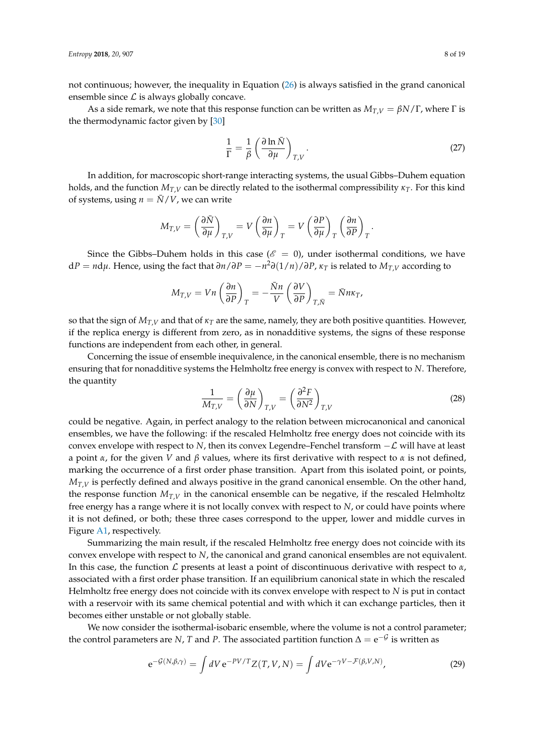not continuous; however, the inequality in Equation (26) is always satisfied in the grand canonical ensemble since $\mathcal{L}$ is always globally concave.

As a side remark, we note that this response function can be written as $M_{T,V} = \beta N/\Gamma$, where $\Gamma$ is the thermodynamic factor given by [30]

$$\frac{1}{\Gamma} = \frac{1}{\beta}\left(\frac{\partial \ln \bar{N}}{\partial \mu}\right)_{T,V}. \tag{27}$$

In addition, for macroscopic short-range interacting systems, the usual Gibbs–Duhem equation holds, and the function $M_{T,V}$ can be directly related to the isothermal compressibility $\kappa_T$. For this kind of systems, using $n = \bar{N}/V$, we can write

$$M_{T,V} = \left(\frac{\partial \bar{N}}{\partial \mu}\right)_{T,V} = V\left(\frac{\partial n}{\partial \mu}\right)_{T} = V\left(\frac{\partial P}{\partial \mu}\right)_{T}\left(\frac{\partial n}{\partial P}\right)_{T}.$$

Since the Gibbs–Duhem holds in this case ($\mathscr{E} = 0$), under isothermal conditions, we have $\mathrm{d}P = n\mathrm{d}\mu$. Hence, using the fact that $\partial n/\partial P = -n^2\partial(1/n)/\partial P$, $\kappa_T$ is related to $M_{T,V}$ according to

$$M_{T,V} = Vn\left(\frac{\partial n}{\partial P}\right)_{T} = -\frac{\bar{N}n}{V}\left(\frac{\partial V}{\partial P}\right)_{T,\bar{N}} = \bar{N}n\kappa_T,$$

so that the sign of $M_{T,V}$ and that of $\kappa_T$ are the same, namely, they are both positive quantities. However, if the replica energy is different from zero, as in nonadditive systems, the signs of these response functions are independent from each other, in general.

Concerning the issue of ensemble inequivalence, in the canonical ensemble, there is no mechanism ensuring that for nonadditive systems the Helmholtz free energy is convex with respect to $N$. Therefore, the quantity

$$\frac{1}{M_{T,V}} = \left(\frac{\partial \mu}{\partial N}\right)_{T,V} = \left(\frac{\partial^2 F}{\partial N^2}\right)_{T,V} \tag{28}$$

could be negative. Again, in perfect analogy to the relation between microcanonical and canonical ensembles, we have the following: if the rescaled Helmholtz free energy does not coincide with its convex envelope with respect to $N$, then its convex Legendre–Fenchel transform $-\mathcal{L}$ will have at least a point $\alpha$, for the given $V$ and $\beta$ values, where its first derivative with respect to $\alpha$ is not defined, marking the occurrence of a first order phase transition. Apart from this isolated point, or points, $M_{T,V}$ is perfectly defined and always positive in the grand canonical ensemble. On the other hand, the response function $M_{T,V}$ in the canonical ensemble can be negative, if the rescaled Helmholtz free energy has a range where it is not locally convex with respect to $N$, or could have points where it is not defined, or both; these three cases correspond to the upper, lower and middle curves in Figure A1, respectively.

Summarizing the main result, if the rescaled Helmholtz free energy does not coincide with its convex envelope with respect to $N$, the canonical and grand canonical ensembles are not equivalent. In this case, the function $\mathcal{L}$ presents at least a point of discontinuous derivative with respect to $\alpha$, associated with a first order phase transition. If an equilibrium canonical state in which the rescaled Helmholtz free energy does not coincide with its convex envelope with respect to $N$ is put in contact with a reservoir with its same chemical potential and with which it can exchange particles, then it becomes either unstable or not globally stable.

We now consider the isothermal-isobaric ensemble, where the volume is not a control parameter; the control parameters are $N$, $T$ and $P$. The associated partition function $\Delta = \mathrm{e}^{-\mathcal{G}}$ is written as

$$\mathrm{e}^{-\mathcal{G}(N,\beta,\gamma)} = \int dV\, \mathrm{e}^{-PV/T} Z(T,V,N) = \int dV \mathrm{e}^{-\gamma V - \mathcal{F}(\beta,V,N)}, \tag{29}$$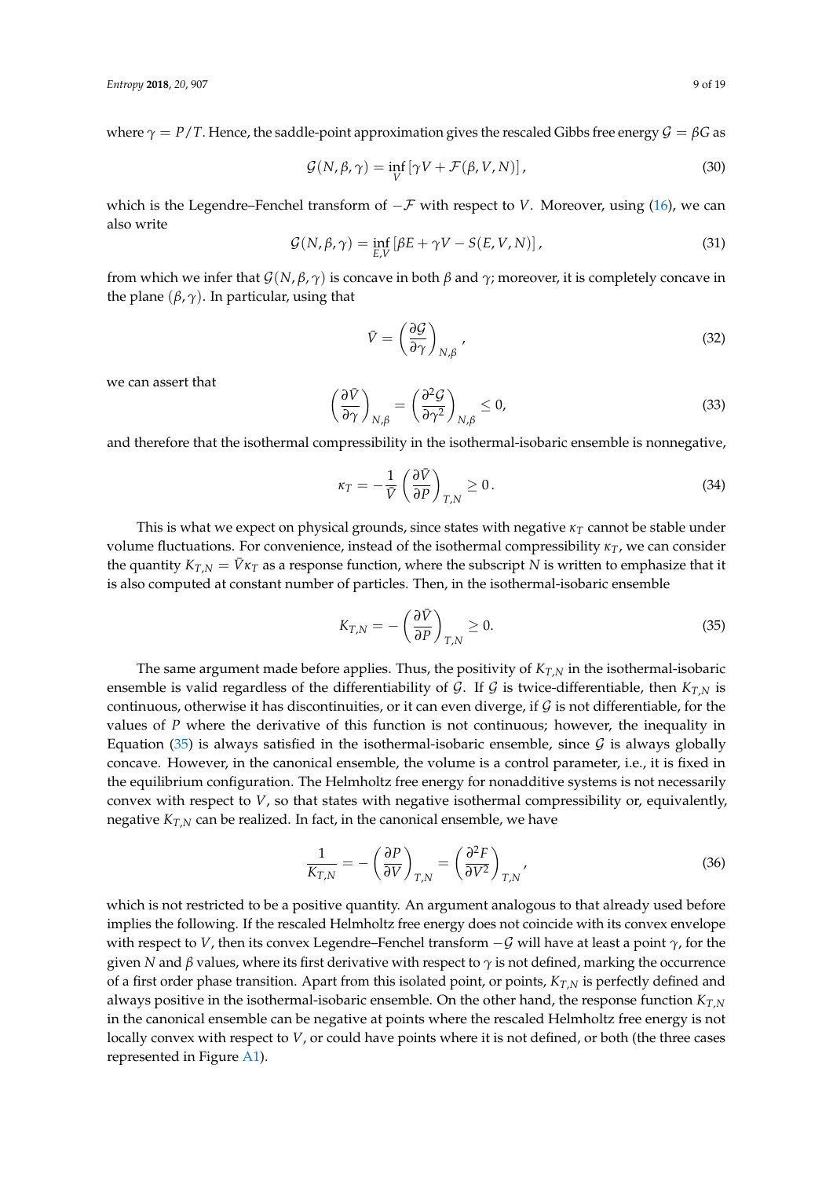where $\gamma = P/T$. Hence, the saddle-point approximation gives the rescaled Gibbs free energy $\mathcal{G} = \beta G$ as

$$\mathcal{G}(N, \beta, \gamma) = \inf_{V} \left[ \gamma V + \mathcal{F}(\beta, V, N) \right], \tag{30}$$

which is the Legendre–Fenchel transform of $-\mathcal{F}$ with respect to $V$. Moreover, using (16), we can also write

$$\mathcal{G}(N, \beta, \gamma) = \inf_{E,V} \left[ \beta E + \gamma V - S(E, V, N) \right], \tag{31}$$

from which we infer that $\mathcal{G}(N, \beta, \gamma)$ is concave in both $\beta$ and $\gamma$; moreover, it is completely concave in the plane $(\beta, \gamma)$. In particular, using that

$$\bar{V} = \left( \frac{\partial \mathcal{G}}{\partial \gamma} \right)_{N,\beta}, \tag{32}$$

we can assert that

$$\left( \frac{\partial \bar{V}}{\partial \gamma} \right)_{N,\beta} = \left( \frac{\partial^2 \mathcal{G}}{\partial \gamma^2} \right)_{N,\beta} \leq 0, \tag{33}$$

and therefore that the isothermal compressibility in the isothermal-isobaric ensemble is nonnegative,

$$\kappa_T = -\frac{1}{\bar{V}} \left( \frac{\partial \bar{V}}{\partial P} \right)_{T,N} \geq 0\,. \tag{34}$$

This is what we expect on physical grounds, since states with negative $\kappa_T$ cannot be stable under volume fluctuations. For convenience, instead of the isothermal compressibility $\kappa_T$, we can consider the quantity $K_{T,N} = \bar{V}\kappa_T$ as a response function, where the subscript $N$ is written to emphasize that it is also computed at constant number of particles. Then, in the isothermal-isobaric ensemble

$$K_{T,N} = -\left( \frac{\partial \bar{V}}{\partial P} \right)_{T,N} \geq 0. \tag{35}$$

The same argument made before applies. Thus, the positivity of $K_{T,N}$ in the isothermal-isobaric ensemble is valid regardless of the differentiability of $\mathcal{G}$. If $\mathcal{G}$ is twice-differentiable, then $K_{T,N}$ is continuous, otherwise it has discontinuities, or it can even diverge, if $\mathcal{G}$ is not differentiable, for the values of $P$ where the derivative of this function is not continuous; however, the inequality in Equation (35) is always satisfied in the isothermal-isobaric ensemble, since $\mathcal{G}$ is always globally concave. However, in the canonical ensemble, the volume is a control parameter, i.e., it is fixed in the equilibrium configuration. The Helmholtz free energy for nonadditive systems is not necessarily convex with respect to $V$, so that states with negative isothermal compressibility or, equivalently, negative $K_{T,N}$ can be realized. In fact, in the canonical ensemble, we have

$$\frac{1}{K_{T,N}} = -\left( \frac{\partial P}{\partial V} \right)_{T,N} = \left( \frac{\partial^2 F}{\partial V^2} \right)_{T,N}, \tag{36}$$

which is not restricted to be a positive quantity. An argument analogous to that already used before implies the following. If the rescaled Helmholtz free energy does not coincide with its convex envelope with respect to $V$, then its convex Legendre–Fenchel transform $-\mathcal{G}$ will have at least a point $\gamma$, for the given $N$ and $\beta$ values, where its first derivative with respect to $\gamma$ is not defined, marking the occurrence of a first order phase transition. Apart from this isolated point, or points, $K_{T,N}$ is perfectly defined and always positive in the isothermal-isobaric ensemble. On the other hand, the response function $K_{T,N}$ in the canonical ensemble can be negative at points where the rescaled Helmholtz free energy is not locally convex with respect to $V$, or could have points where it is not defined, or both (the three cases represented in Figure A1).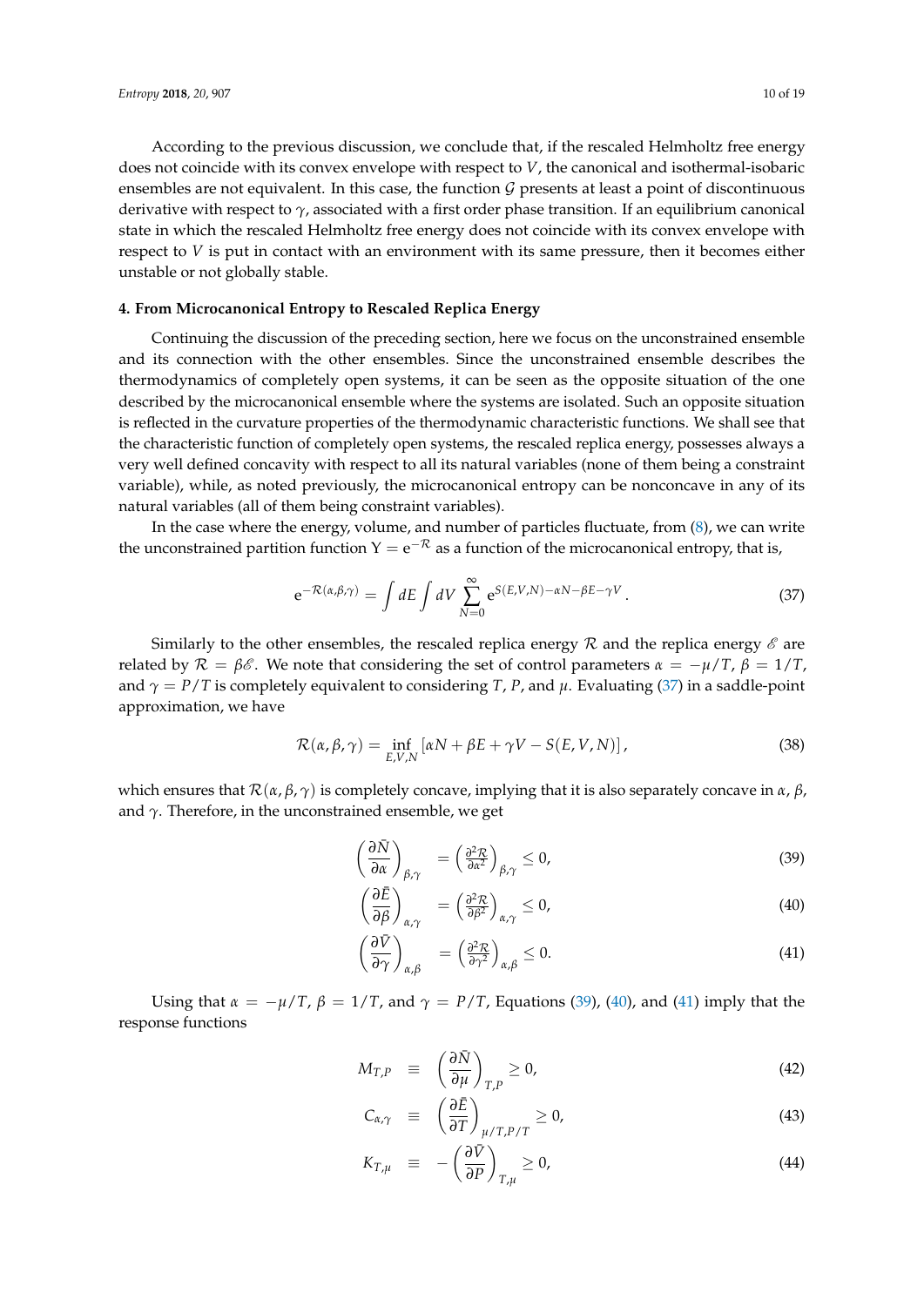According to the previous discussion, we conclude that, if the rescaled Helmholtz free energy does not coincide with its convex envelope with respect to $V$, the canonical and isothermal-isobaric ensembles are not equivalent. In this case, the function $\mathcal{G}$ presents at least a point of discontinuous derivative with respect to $\gamma$, associated with a first order phase transition. If an equilibrium canonical state in which the rescaled Helmholtz free energy does not coincide with its convex envelope with respect to $V$ is put in contact with an environment with its same pressure, then it becomes either unstable or not globally stable.

## 4. From Microcanonical Entropy to Rescaled Replica Energy

Continuing the discussion of the preceding section, here we focus on the unconstrained ensemble and its connection with the other ensembles. Since the unconstrained ensemble describes the thermodynamics of completely open systems, it can be seen as the opposite situation of the one described by the microcanonical ensemble where the systems are isolated. Such an opposite situation is reflected in the curvature properties of the thermodynamic characteristic functions. We shall see that the characteristic function of completely open systems, the rescaled replica energy, possesses always a very well defined concavity with respect to all its natural variables (none of them being a constraint variable), while, as noted previously, the microcanonical entropy can be nonconcave in any of its natural variables (all of them being constraint variables).

In the case where the energy, volume, and number of particles fluctuate, from (8), we can write the unconstrained partition function $\Upsilon = \mathrm{e}^{-\mathcal{R}}$ as a function of the microcanonical entropy, that is,

$$\mathrm{e}^{-\mathcal{R}(\alpha,\beta,\gamma)} = \int dE \int dV \sum_{N=0}^{\infty} \mathrm{e}^{S(E,V,N)-\alpha N-\beta E-\gamma V}. \tag{37}$$

Similarly to the other ensembles, the rescaled replica energy $\mathcal{R}$ and the replica energy $\mathscr{E}$ are related by $\mathcal{R} = \beta\mathscr{E}$. We note that considering the set of control parameters $\alpha = -\mu/T$, $\beta = 1/T$, and $\gamma = P/T$ is completely equivalent to considering $T$, $P$, and $\mu$. Evaluating (37) in a saddle-point approximation, we have

$$\mathcal{R}(\alpha,\beta,\gamma) = \inf_{E,V,N} \left[\alpha N + \beta E + \gamma V - S(E,V,N)\right], \tag{38}$$

which ensures that $\mathcal{R}(\alpha,\beta,\gamma)$ is completely concave, implying that it is also separately concave in $\alpha$, $\beta$, and $\gamma$. Therefore, in the unconstrained ensemble, we get

$$\left(\frac{\partial \bar{N}}{\partial \alpha}\right)_{\beta,\gamma} = \left(\frac{\partial^2 \mathcal{R}}{\partial \alpha^2}\right)_{\beta,\gamma} \leq 0, \tag{39}$$

$$\left(\frac{\partial \bar{E}}{\partial \beta}\right)_{\alpha,\gamma} = \left(\frac{\partial^2 \mathcal{R}}{\partial \beta^2}\right)_{\alpha,\gamma} \leq 0, \tag{40}$$

$$\left(\frac{\partial \bar{V}}{\partial \gamma}\right)_{\alpha,\beta} = \left(\frac{\partial^2 \mathcal{R}}{\partial \gamma^2}\right)_{\alpha,\beta} \leq 0. \tag{41}$$

Using that $\alpha = -\mu/T$, $\beta = 1/T$, and $\gamma = P/T$, Equations (39), (40), and (41) imply that the response functions

$$M_{T,P} \equiv \left(\frac{\partial \bar{N}}{\partial \mu}\right)_{T,P} \geq 0, \tag{42}$$

$$C_{\alpha,\gamma} \equiv \left(\frac{\partial \bar{E}}{\partial T}\right)_{\mu/T,P/T} \geq 0, \tag{43}$$

$$K_{T,\mu} \equiv -\left(\frac{\partial \bar{V}}{\partial P}\right)_{T,\mu} \geq 0, \tag{44}$$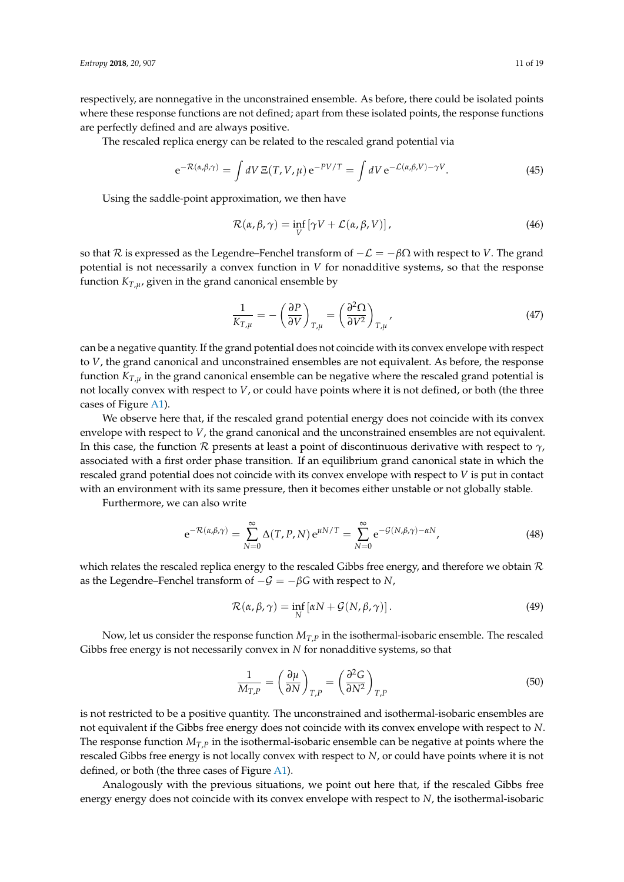respectively, are nonnegative in the unconstrained ensemble. As before, there could be isolated points where these response functions are not defined; apart from these isolated points, the response functions are perfectly defined and are always positive.

The rescaled replica energy can be related to the rescaled grand potential via

$$\mathrm{e}^{-\mathcal{R}(\alpha,\beta,\gamma)} = \int dV\, \Xi(T,V,\mu)\,\mathrm{e}^{-PV/T} = \int dV\, \mathrm{e}^{-\mathcal{L}(\alpha,\beta,V)-\gamma V}. \tag{45}$$

Using the saddle-point approximation, we then have

$$\mathcal{R}(\alpha,\beta,\gamma) = \inf_{V}\left[\gamma V + \mathcal{L}(\alpha,\beta,V)\right], \tag{46}$$

so that $\mathcal{R}$ is expressed as the Legendre–Fenchel transform of $-\mathcal{L} = -\beta\Omega$ with respect to $V$. The grand potential is not necessarily a convex function in $V$ for nonadditive systems, so that the response function $K_{T,\mu}$, given in the grand canonical ensemble by

$$\frac{1}{K_{T,\mu}} = -\left(\frac{\partial P}{\partial V}\right)_{T,\mu} = \left(\frac{\partial^2 \Omega}{\partial V^2}\right)_{T,\mu}, \tag{47}$$

can be a negative quantity. If the grand potential does not coincide with its convex envelope with respect to $V$, the grand canonical and unconstrained ensembles are not equivalent. As before, the response function $K_{T,\mu}$ in the grand canonical ensemble can be negative where the rescaled grand potential is not locally convex with respect to $V$, or could have points where it is not defined, or both (the three cases of Figure A1).

We observe here that, if the rescaled grand potential energy does not coincide with its convex envelope with respect to $V$, the grand canonical and the unconstrained ensembles are not equivalent. In this case, the function $\mathcal{R}$ presents at least a point of discontinuous derivative with respect to $\gamma$, associated with a first order phase transition. If an equilibrium grand canonical state in which the rescaled grand potential does not coincide with its convex envelope with respect to $V$ is put in contact with an environment with its same pressure, then it becomes either unstable or not globally stable.

Furthermore, we can also write

$$\mathrm{e}^{-\mathcal{R}(\alpha,\beta,\gamma)} = \sum_{N=0}^{\infty} \Delta(T,P,N)\,\mathrm{e}^{\mu N/T} = \sum_{N=0}^{\infty} \mathrm{e}^{-\mathcal{G}(N,\beta,\gamma)-\alpha N}, \tag{48}$$

which relates the rescaled replica energy to the rescaled Gibbs free energy, and therefore we obtain $\mathcal{R}$ as the Legendre–Fenchel transform of $-\mathcal{G} = -\beta G$ with respect to $N$,

$$\mathcal{R}(\alpha,\beta,\gamma) = \inf_{N}\left[\alpha N + \mathcal{G}(N,\beta,\gamma)\right]. \tag{49}$$

Now, let us consider the response function $M_{T,P}$ in the isothermal-isobaric ensemble. The rescaled Gibbs free energy is not necessarily convex in $N$ for nonadditive systems, so that

$$\frac{1}{M_{T,P}} = \left(\frac{\partial \mu}{\partial N}\right)_{T,P} = \left(\frac{\partial^2 G}{\partial N^2}\right)_{T,P} \tag{50}$$

is not restricted to be a positive quantity. The unconstrained and isothermal-isobaric ensembles are not equivalent if the Gibbs free energy does not coincide with its convex envelope with respect to $N$. The response function $M_{T,P}$ in the isothermal-isobaric ensemble can be negative at points where the rescaled Gibbs free energy is not locally convex with respect to $N$, or could have points where it is not defined, or both (the three cases of Figure A1).

Analogously with the previous situations, we point out here that, if the rescaled Gibbs free energy energy does not coincide with its convex envelope with respect to $N$, the isothermal-isobaric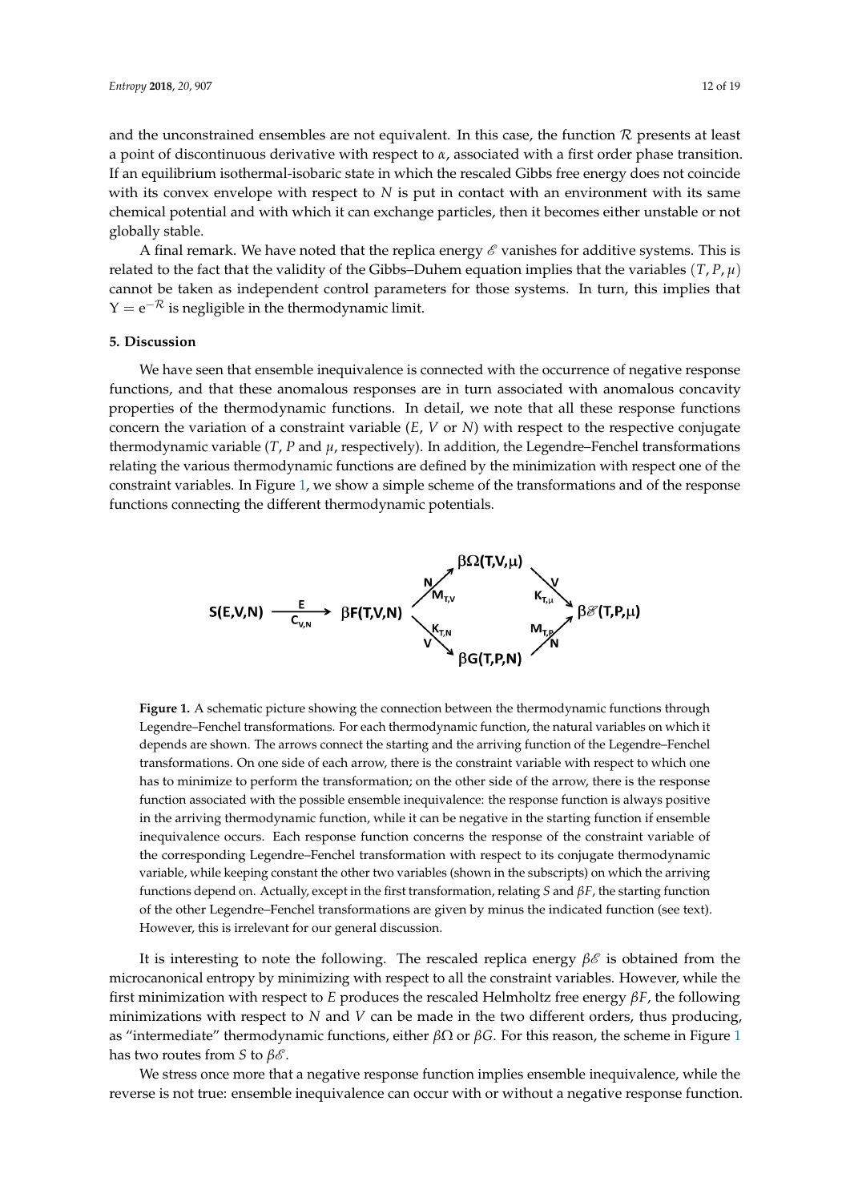and the unconstrained ensembles are not equivalent. In this case, the function $\mathcal{R}$ presents at least a point of discontinuous derivative with respect to $\alpha$, associated with a first order phase transition. If an equilibrium isothermal-isobaric state in which the rescaled Gibbs free energy does not coincide with its convex envelope with respect to $N$ is put in contact with an environment with its same chemical potential and with which it can exchange particles, then it becomes either unstable or not globally stable.

A final remark. We have noted that the replica energy $\mathscr{E}$ vanishes for additive systems. This is related to the fact that the validity of the Gibbs–Duhem equation implies that the variables $(T, P, \mu)$ cannot be taken as independent control parameters for those systems. In turn, this implies that $\Upsilon = e^{-\mathcal{R}}$ is negligible in the thermodynamic limit.

## 5. Discussion

We have seen that ensemble inequivalence is connected with the occurrence of negative response functions, and that these anomalous responses are in turn associated with anomalous concavity properties of the thermodynamic functions. In detail, we note that all these response functions concern the variation of a constraint variable ($E$, $V$ or $N$) with respect to the respective conjugate thermodynamic variable ($T$, $P$ and $\mu$, respectively). In addition, the Legendre–Fenchel transformations relating the various thermodynamic functions are defined by the minimization with respect one of the constraint variables. In Figure 1, we show a simple scheme of the transformations and of the response functions connecting the different thermodynamic potentials.

$$
\mathbf{S(E,V,N)} \xrightarrow[C_{V,N}]{E} \beta\mathbf{F(T,V,N)} \quad
\begin{array}{l}
\xrightarrow[M_{T,V}]{N} \beta\Omega(T,V,\mu) \xrightarrow[K_{T,\mu}]{V} \\
\xrightarrow[K_{T,N}]{V} \beta G(T,P,N) \xrightarrow[M_{T,P}]{N}
\end{array}
\quad \beta\mathscr{E}(T,P,\mu)
$$

**Figure 1.** A schematic picture showing the connection between the thermodynamic functions through Legendre–Fenchel transformations. For each thermodynamic function, the natural variables on which it depends are shown. The arrows connect the starting and the arriving function of the Legendre–Fenchel transformations. On one side of each arrow, there is the constraint variable with respect to which one has to minimize to perform the transformation; on the other side of the arrow, there is the response function associated with the possible ensemble inequivalence: the response function is always positive in the arriving thermodynamic function, while it can be negative in the starting function if ensemble inequivalence occurs. Each response function concerns the response of the constraint variable of the corresponding Legendre–Fenchel transformation with respect to its conjugate thermodynamic variable, while keeping constant the other two variables (shown in the subscripts) on which the arriving functions depend on. Actually, except in the first transformation, relating $S$ and $\beta F$, the starting function of the other Legendre–Fenchel transformations are given by minus the indicated function (see text). However, this is irrelevant for our general discussion.

It is interesting to note the following. The rescaled replica energy $\beta\mathscr{E}$ is obtained from the microcanonical entropy by minimizing with respect to all the constraint variables. However, while the first minimization with respect to $E$ produces the rescaled Helmholtz free energy $\beta F$, the following minimizations with respect to $N$ and $V$ can be made in the two different orders, thus producing, as "intermediate" thermodynamic functions, either $\beta\Omega$ or $\beta G$. For this reason, the scheme in Figure 1 has two routes from $S$ to $\beta\mathscr{E}$.

We stress once more that a negative response function implies ensemble inequivalence, while the reverse is not true: ensemble inequivalence can occur with or without a negative response function.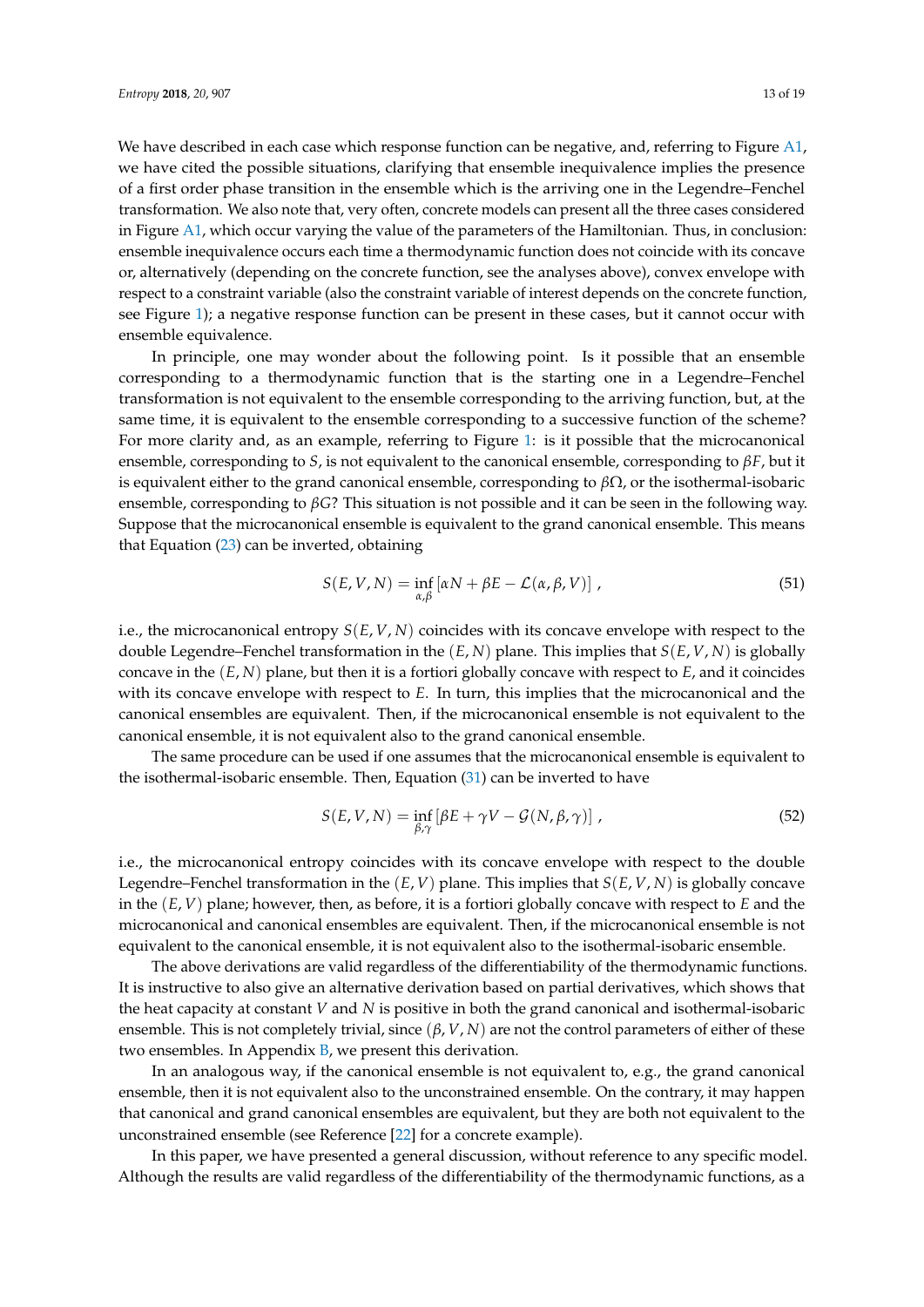We have described in each case which response function can be negative, and, referring to Figure A1, we have cited the possible situations, clarifying that ensemble inequivalence implies the presence of a first order phase transition in the ensemble which is the arriving one in the Legendre–Fenchel transformation. We also note that, very often, concrete models can present all the three cases considered in Figure A1, which occur varying the value of the parameters of the Hamiltonian. Thus, in conclusion: ensemble inequivalence occurs each time a thermodynamic function does not coincide with its concave or, alternatively (depending on the concrete function, see the analyses above), convex envelope with respect to a constraint variable (also the constraint variable of interest depends on the concrete function, see Figure 1); a negative response function can be present in these cases, but it cannot occur with ensemble equivalence.

In principle, one may wonder about the following point. Is it possible that an ensemble corresponding to a thermodynamic function that is the starting one in a Legendre–Fenchel transformation is not equivalent to the ensemble corresponding to the arriving function, but, at the same time, it is equivalent to the ensemble corresponding to a successive function of the scheme? For more clarity and, as an example, referring to Figure 1: is it possible that the microcanonical ensemble, corresponding to $S$, is not equivalent to the canonical ensemble, corresponding to $\beta F$, but it is equivalent either to the grand canonical ensemble, corresponding to $\beta\Omega$, or the isothermal-isobaric ensemble, corresponding to $\beta G$? This situation is not possible and it can be seen in the following way. Suppose that the microcanonical ensemble is equivalent to the grand canonical ensemble. This means that Equation (23) can be inverted, obtaining

$$S(E,V,N) = \inf_{\alpha,\beta}\left[\alpha N + \beta E - \mathcal{L}(\alpha,\beta,V)\right], \tag{51}$$

i.e., the microcanonical entropy $S(E,V,N)$ coincides with its concave envelope with respect to the double Legendre–Fenchel transformation in the $(E,N)$ plane. This implies that $S(E,V,N)$ is globally concave in the $(E,N)$ plane, but then it is a fortiori globally concave with respect to $E$, and it coincides with its concave envelope with respect to $E$. In turn, this implies that the microcanonical and the canonical ensembles are equivalent. Then, if the microcanonical ensemble is not equivalent to the canonical ensemble, it is not equivalent also to the grand canonical ensemble.

The same procedure can be used if one assumes that the microcanonical ensemble is equivalent to the isothermal-isobaric ensemble. Then, Equation (31) can be inverted to have

$$S(E,V,N) = \inf_{\beta,\gamma}\left[\beta E + \gamma V - \mathcal{G}(N,\beta,\gamma)\right], \tag{52}$$

i.e., the microcanonical entropy coincides with its concave envelope with respect to the double Legendre–Fenchel transformation in the $(E,V)$ plane. This implies that $S(E,V,N)$ is globally concave in the $(E,V)$ plane; however, then, as before, it is a fortiori globally concave with respect to $E$ and the microcanonical and canonical ensembles are equivalent. Then, if the microcanonical ensemble is not equivalent to the canonical ensemble, it is not equivalent also to the isothermal-isobaric ensemble.

The above derivations are valid regardless of the differentiability of the thermodynamic functions. It is instructive to also give an alternative derivation based on partial derivatives, which shows that the heat capacity at constant $V$ and $N$ is positive in both the grand canonical and isothermal-isobaric ensemble. This is not completely trivial, since $(\beta,V,N)$ are not the control parameters of either of these two ensembles. In Appendix B, we present this derivation.

In an analogous way, if the canonical ensemble is not equivalent to, e.g., the grand canonical ensemble, then it is not equivalent also to the unconstrained ensemble. On the contrary, it may happen that canonical and grand canonical ensembles are equivalent, but they are both not equivalent to the unconstrained ensemble (see Reference [22] for a concrete example).

In this paper, we have presented a general discussion, without reference to any specific model. Although the results are valid regardless of the differentiability of the thermodynamic functions, as a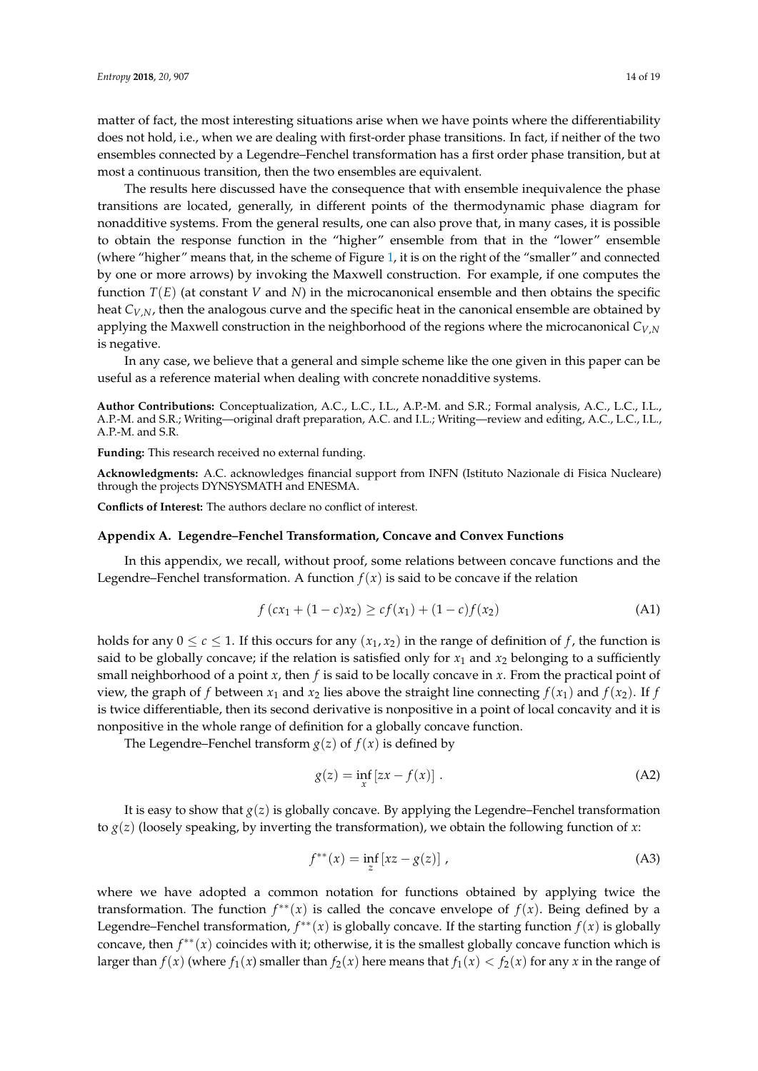matter of fact, the most interesting situations arise when we have points where the differentiability does not hold, i.e., when we are dealing with first-order phase transitions. In fact, if neither of the two ensembles connected by a Legendre–Fenchel transformation has a first order phase transition, but at most a continuous transition, then the two ensembles are equivalent.

The results here discussed have the consequence that with ensemble inequivalence the phase transitions are located, generally, in different points of the thermodynamic phase diagram for nonadditive systems. From the general results, one can also prove that, in many cases, it is possible to obtain the response function in the "higher" ensemble from that in the "lower" ensemble (where "higher" means that, in the scheme of Figure 1, it is on the right of the "smaller" and connected by one or more arrows) by invoking the Maxwell construction. For example, if one computes the function $T(E)$ (at constant $V$ and $N$) in the microcanonical ensemble and then obtains the specific heat $C_{V,N}$, then the analogous curve and the specific heat in the canonical ensemble are obtained by applying the Maxwell construction in the neighborhood of the regions where the microcanonical $C_{V,N}$ is negative.

In any case, we believe that a general and simple scheme like the one given in this paper can be useful as a reference material when dealing with concrete nonadditive systems.

**Author Contributions:** Conceptualization, A.C., L.C., I.L., A.P.-M. and S.R.; Formal analysis, A.C., L.C., I.L., A.P.-M. and S.R.; Writing—original draft preparation, A.C. and I.L.; Writing—review and editing, A.C., L.C., I.L., A.P.-M. and S.R.

**Funding:** This research received no external funding.

**Acknowledgments:** A.C. acknowledges financial support from INFN (Istituto Nazionale di Fisica Nucleare) through the projects DYNSYSMATH and ENESMA.

**Conflicts of Interest:** The authors declare no conflict of interest.

## Appendix A. Legendre–Fenchel Transformation, Concave and Convex Functions

In this appendix, we recall, without proof, some relations between concave functions and the Legendre–Fenchel transformation. A function $f(x)$ is said to be concave if the relation

$$f\left(cx_1 + (1-c)x_2\right) \geq cf(x_1) + (1-c)f(x_2) \tag{A1}$$

holds for any $0 \leq c \leq 1$. If this occurs for any $(x_1, x_2)$ in the range of definition of $f$, the function is said to be globally concave; if the relation is satisfied only for $x_1$ and $x_2$ belonging to a sufficiently small neighborhood of a point $x$, then $f$ is said to be locally concave in $x$. From the practical point of view, the graph of $f$ between $x_1$ and $x_2$ lies above the straight line connecting $f(x_1)$ and $f(x_2)$. If $f$ is twice differentiable, then its second derivative is nonpositive in a point of local concavity and it is nonpositive in the whole range of definition for a globally concave function.

The Legendre–Fenchel transform $g(z)$ of $f(x)$ is defined by

$$g(z) = \inf_x \left[zx - f(x)\right] . \tag{A2}$$

It is easy to show that $g(z)$ is globally concave. By applying the Legendre–Fenchel transformation to $g(z)$ (loosely speaking, by inverting the transformation), we obtain the following function of $x$:

$$f^{**}(x) = \inf_z \left[xz - g(z)\right] , \tag{A3}$$

where we have adopted a common notation for functions obtained by applying twice the transformation. The function $f^{**}(x)$ is called the concave envelope of $f(x)$. Being defined by a Legendre–Fenchel transformation, $f^{**}(x)$ is globally concave. If the starting function $f(x)$ is globally concave, then $f^{**}(x)$ coincides with it; otherwise, it is the smallest globally concave function which is larger than $f(x)$ (where $f_1(x)$ smaller than $f_2(x)$ here means that $f_1(x) < f_2(x)$ for any $x$ in the range of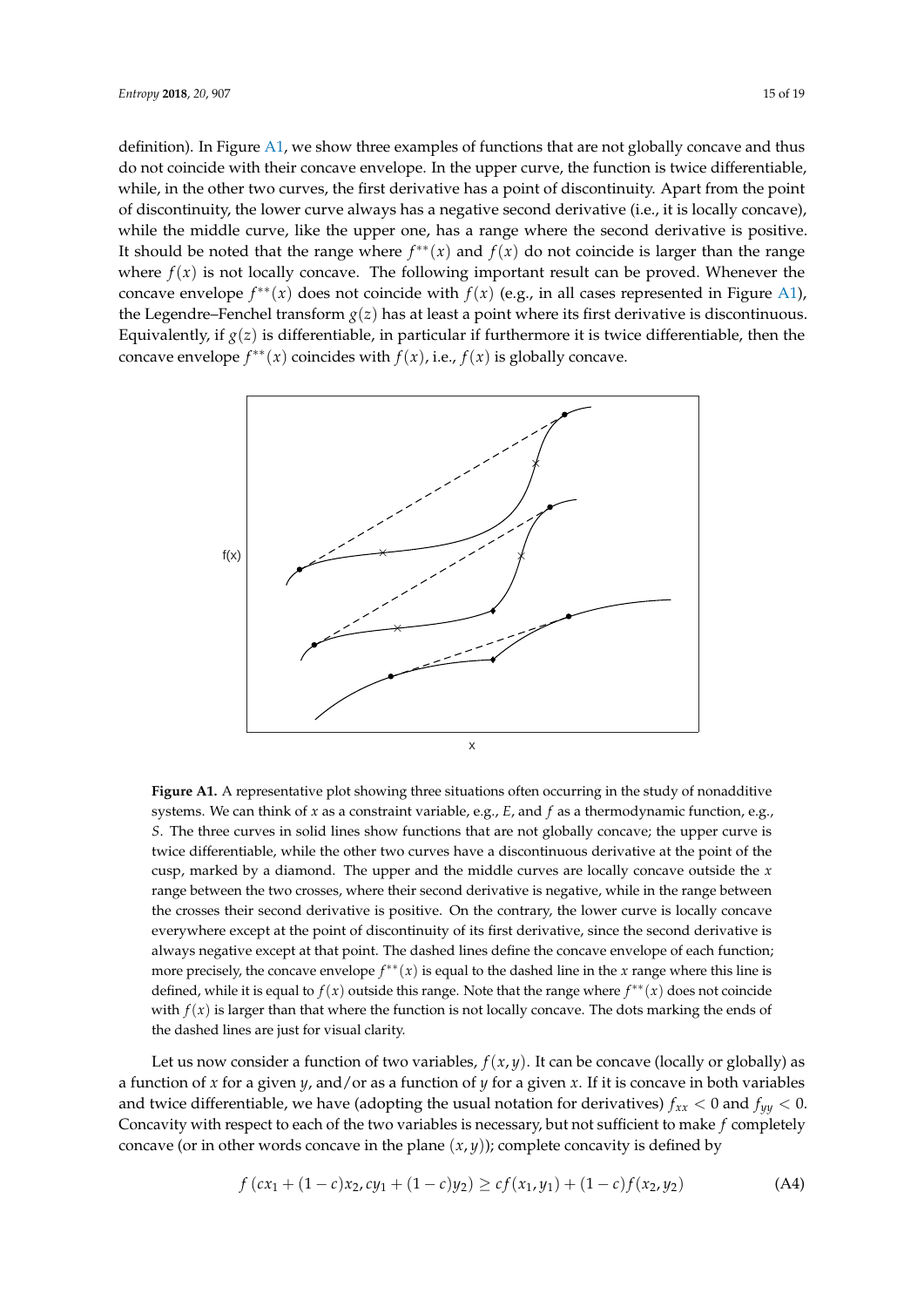definition). In Figure A1, we show three examples of functions that are not globally concave and thus do not coincide with their concave envelope. In the upper curve, the function is twice differentiable, while, in the other two curves, the first derivative has a point of discontinuity. Apart from the point of discontinuity, the lower curve always has a negative second derivative (i.e., it is locally concave), while the middle curve, like the upper one, has a range where the second derivative is positive. It should be noted that the range where $f^{**}(x)$ and $f(x)$ do not coincide is larger than the range where $f(x)$ is not locally concave. The following important result can be proved. Whenever the concave envelope $f^{**}(x)$ does not coincide with $f(x)$ (e.g., in all cases represented in Figure A1), the Legendre–Fenchel transform $g(z)$ has at least a point where its first derivative is discontinuous. Equivalently, if $g(z)$ is differentiable, in particular if furthermore it is twice differentiable, then the concave envelope $f^{**}(x)$ coincides with $f(x)$, i.e., $f(x)$ is globally concave.

**Figure A1.** A representative plot showing three situations often occurring in the study of nonadditive systems. We can think of $x$ as a constraint variable, e.g., $E$, and $f$ as a thermodynamic function, e.g., $S$. The three curves in solid lines show functions that are not globally concave; the upper curve is twice differentiable, while the other two curves have a discontinuous derivative at the point of the cusp, marked by a diamond. The upper and the middle curves are locally concave outside the $x$ range between the two crosses, where their second derivative is negative, while in the range between the crosses their second derivative is positive. On the contrary, the lower curve is locally concave everywhere except at the point of discontinuity of its first derivative, since the second derivative is always negative except at that point. The dashed lines define the concave envelope of each function; more precisely, the concave envelope $f^{**}(x)$ is equal to the dashed line in the $x$ range where this line is defined, while it is equal to $f(x)$ outside this range. Note that the range where $f^{**}(x)$ does not coincide with $f(x)$ is larger than that where the function is not locally concave. The dots marking the ends of the dashed lines are just for visual clarity.

Let us now consider a function of two variables, $f(x, y)$. It can be concave (locally or globally) as a function of $x$ for a given $y$, and/or as a function of $y$ for a given $x$. If it is concave in both variables and twice differentiable, we have (adopting the usual notation for derivatives) $f_{xx} < 0$ and $f_{yy} < 0$. Concavity with respect to each of the two variables is necessary, but not sufficient to make $f$ completely concave (or in other words concave in the plane $(x, y)$); complete concavity is defined by

$$f\left(cx_1 + (1-c)x_2, cy_1 + (1-c)y_2\right) \geq cf(x_1, y_1) + (1-c)f(x_2, y_2) \tag{A4}$$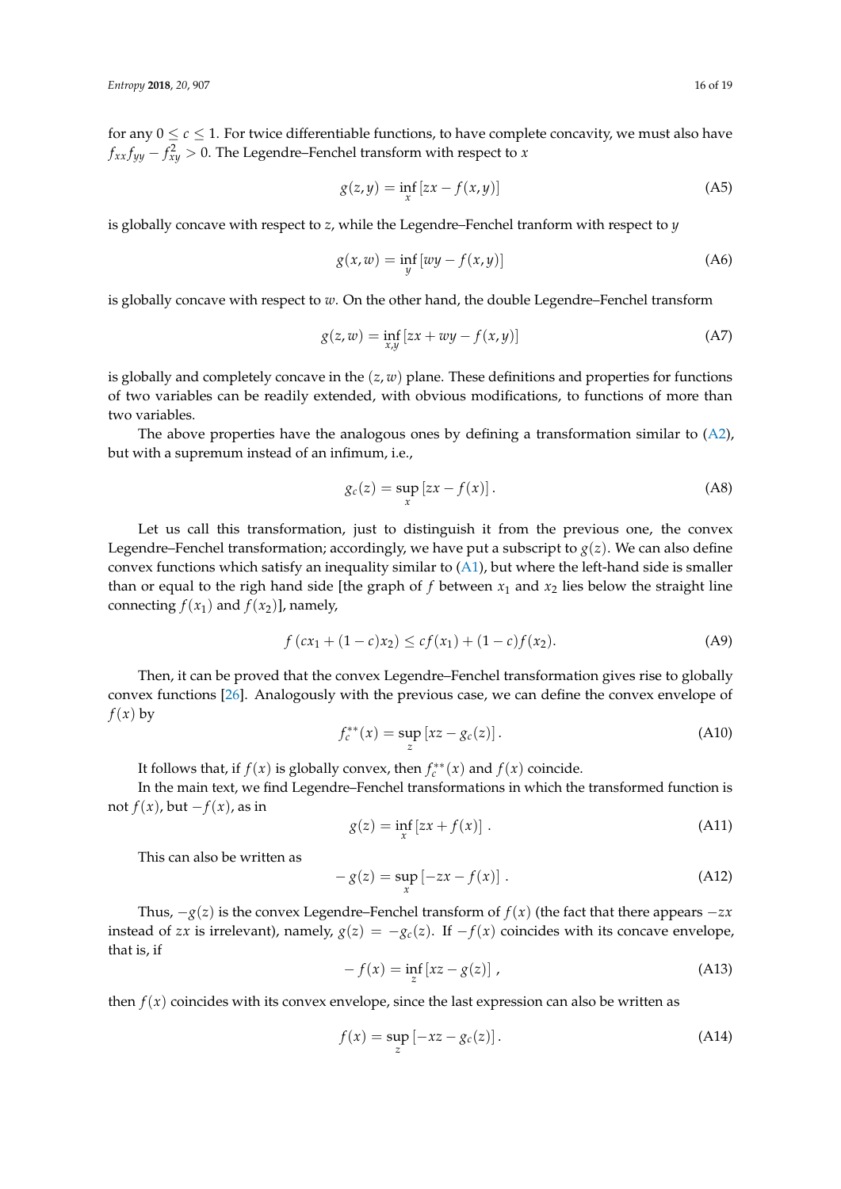for any $0 \leq c \leq 1$. For twice differentiable functions, to have complete concavity, we must also have $f_{xx}f_{yy} - f_{xy}^2 > 0$. The Legendre–Fenchel transform with respect to $x$

$$g(z, y) = \inf_x [zx - f(x, y)] \tag{A5}$$

is globally concave with respect to $z$, while the Legendre–Fenchel tranform with respect to $y$

$$g(x, w) = \inf_y [wy - f(x, y)] \tag{A6}$$

is globally concave with respect to $w$. On the other hand, the double Legendre–Fenchel transform

$$g(z, w) = \inf_{x,y} [zx + wy - f(x, y)] \tag{A7}$$

is globally and completely concave in the $(z, w)$ plane. These definitions and properties for functions of two variables can be readily extended, with obvious modifications, to functions of more than two variables.

The above properties have the analogous ones by defining a transformation similar to (A2), but with a supremum instead of an infimum, i.e.,

$$g_c(z) = \sup_x [zx - f(x)] . \tag{A8}$$

Let us call this transformation, just to distinguish it from the previous one, the convex Legendre–Fenchel transformation; accordingly, we have put a subscript to $g(z)$. We can also define convex functions which satisfy an inequality similar to (A1), but where the left-hand side is smaller than or equal to the righ hand side [the graph of $f$ between $x_1$ and $x_2$ lies below the straight line connecting $f(x_1)$ and $f(x_2)$], namely,

$$f(cx_1 + (1 - c)x_2) \leq cf(x_1) + (1 - c)f(x_2). \tag{A9}$$

Then, it can be proved that the convex Legendre–Fenchel transformation gives rise to globally convex functions [26]. Analogously with the previous case, we can define the convex envelope of $f(x)$ by

$$f_c^{**}(x) = \sup_z [xz - g_c(z)] . \tag{A10}$$

It follows that, if $f(x)$ is globally convex, then $f_c^{**}(x)$ and $f(x)$ coincide.

In the main text, we find Legendre–Fenchel transformations in which the transformed function is not $f(x)$, but $-f(x)$, as in

$$g(z) = \inf_x [zx + f(x)] \ . \tag{A11}$$

This can also be written as

$$-g(z) = \sup_x [-zx - f(x)] \ . \tag{A12}$$

Thus, $-g(z)$ is the convex Legendre–Fenchel transform of $f(x)$ (the fact that there appears $-zx$ instead of $zx$ is irrelevant), namely, $g(z) = -g_c(z)$. If $-f(x)$ coincides with its concave envelope, that is, if

$$-f(x) = \inf_z [xz - g(z)] \ , \tag{A13}$$

then $f(x)$ coincides with its convex envelope, since the last expression can also be written as

$$f(x) = \sup_z [-xz - g_c(z)] . \tag{A14}$$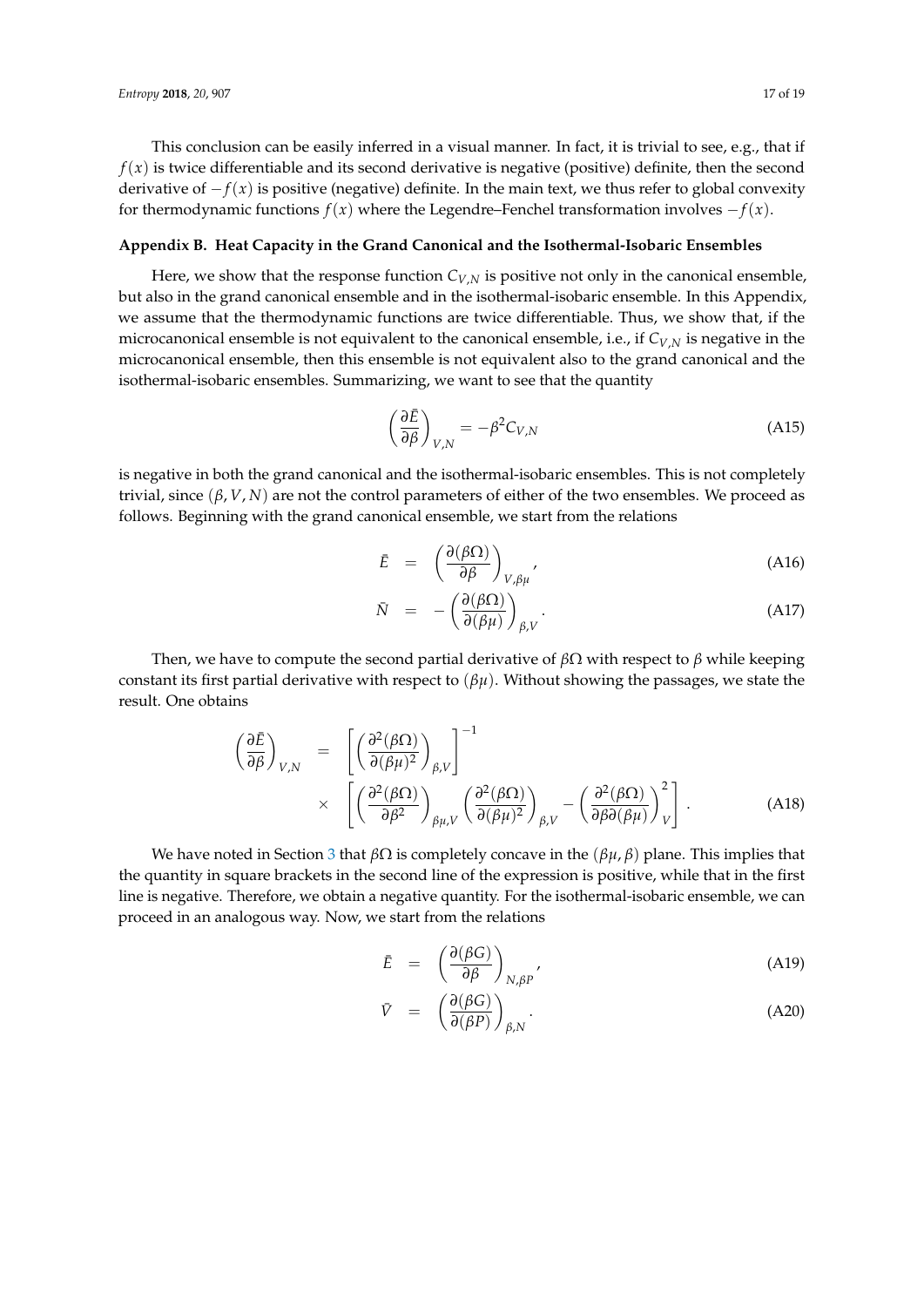This conclusion can be easily inferred in a visual manner. In fact, it is trivial to see, e.g., that if $f(x)$ is twice differentiable and its second derivative is negative (positive) definite, then the second derivative of $-f(x)$ is positive (negative) definite. In the main text, we thus refer to global convexity for thermodynamic functions $f(x)$ where the Legendre–Fenchel transformation involves $-f(x)$.

## Appendix B. Heat Capacity in the Grand Canonical and the Isothermal-Isobaric Ensembles

Here, we show that the response function $C_{V,N}$ is positive not only in the canonical ensemble, but also in the grand canonical ensemble and in the isothermal-isobaric ensemble. In this Appendix, we assume that the thermodynamic functions are twice differentiable. Thus, we show that, if the microcanonical ensemble is not equivalent to the canonical ensemble, i.e., if $C_{V,N}$ is negative in the microcanonical ensemble, then this ensemble is not equivalent also to the grand canonical and the isothermal-isobaric ensembles. Summarizing, we want to see that the quantity

$$\left(\frac{\partial \bar{E}}{\partial \beta}\right)_{V,N} = -\beta^2 C_{V,N} \tag{A15}$$

is negative in both the grand canonical and the isothermal-isobaric ensembles. This is not completely trivial, since $(\beta, V, N)$ are not the control parameters of either of the two ensembles. We proceed as follows. Beginning with the grand canonical ensemble, we start from the relations

$$\bar{E} = \left(\frac{\partial(\beta\Omega)}{\partial\beta}\right)_{V,\beta\mu}, \tag{A16}$$

$$\bar{N} = -\left(\frac{\partial(\beta\Omega)}{\partial(\beta\mu)}\right)_{\beta,V}. \tag{A17}$$

Then, we have to compute the second partial derivative of $\beta\Omega$ with respect to $\beta$ while keeping constant its first partial derivative with respect to $(\beta\mu)$. Without showing the passages, we state the result. One obtains

$$\left(\frac{\partial \bar{E}}{\partial \beta}\right)_{V,N} = \left[\left(\frac{\partial^2(\beta\Omega)}{\partial(\beta\mu)^2}\right)_{\beta,V}\right]^{-1} \times \left[\left(\frac{\partial^2(\beta\Omega)}{\partial\beta^2}\right)_{\beta\mu,V}\left(\frac{\partial^2(\beta\Omega)}{\partial(\beta\mu)^2}\right)_{\beta,V} - \left(\frac{\partial^2(\beta\Omega)}{\partial\beta\partial(\beta\mu)}\right)_V^2\right]. \tag{A18}$$

We have noted in Section 3 that $\beta\Omega$ is completely concave in the $(\beta\mu, \beta)$ plane. This implies that the quantity in square brackets in the second line of the expression is positive, while that in the first line is negative. Therefore, we obtain a negative quantity. For the isothermal-isobaric ensemble, we can proceed in an analogous way. Now, we start from the relations

$$\bar{E} = \left(\frac{\partial(\beta G)}{\partial\beta}\right)_{N,\beta P}, \tag{A19}$$

$$\bar{V} = \left(\frac{\partial(\beta G)}{\partial(\beta P)}\right)_{\beta,N}. \tag{A20}$$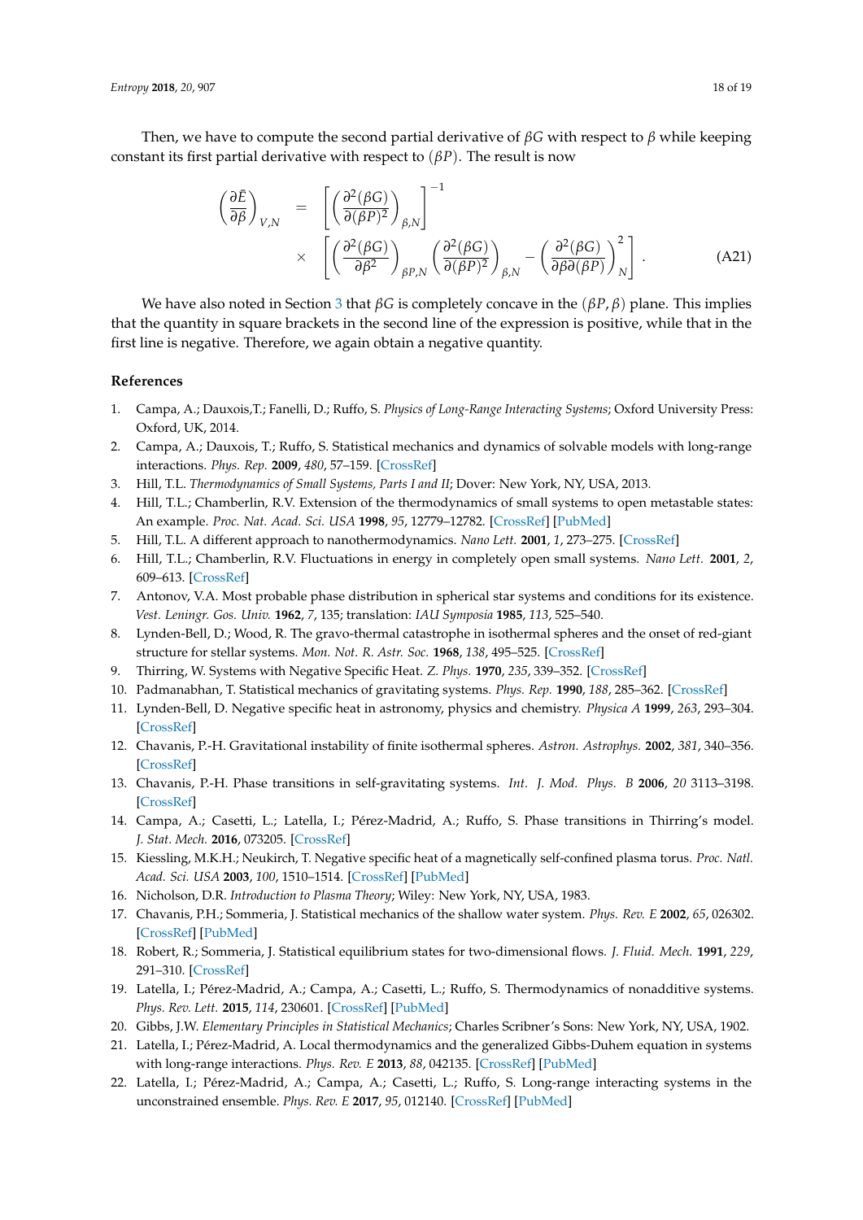Then, we have to compute the second partial derivative of $\beta G$ with respect to $\beta$ while keeping constant its first partial derivative with respect to $(\beta P)$. The result is now

$$
\begin{aligned}
\left(\frac{\partial \bar{E}}{\partial \beta}\right)_{V,N} &= \left[\left(\frac{\partial^2(\beta G)}{\partial(\beta P)^2}\right)_{\beta,N}\right]^{-1} \\
&\times \left[\left(\frac{\partial^2(\beta G)}{\partial \beta^2}\right)_{\beta P,N}\left(\frac{\partial^2(\beta G)}{\partial(\beta P)^2}\right)_{\beta,N} - \left(\frac{\partial^2(\beta G)}{\partial \beta \partial(\beta P)}\right)^2_N\right]. \qquad \text{(A21)}
\end{aligned}
$$

We have also noted in Section 3 that $\beta G$ is completely concave in the $(\beta P, \beta)$ plane. This implies that the quantity in square brackets in the second line of the expression is positive, while that in the first line is negative. Therefore, we again obtain a negative quantity.

## References

1. Campa, A.; Dauxois,T.; Fanelli, D.; Ruffo, S. *Physics of Long-Range Interacting Systems*; Oxford University Press: Oxford, UK, 2014.
2. Campa, A.; Dauxois, T.; Ruffo, S. Statistical mechanics and dynamics of solvable models with long-range interactions. *Phys. Rep.* **2009**, *480*, 57–159. [CrossRef]
3. Hill, T.L. *Thermodynamics of Small Systems, Parts I and II*; Dover: New York, NY, USA, 2013.
4. Hill, T.L.; Chamberlin, R.V. Extension of the thermodynamics of small systems to open metastable states: An example. *Proc. Nat. Acad. Sci. USA* **1998**, *95*, 12779–12782. [CrossRef] [PubMed]
5. Hill, T.L. A different approach to nanothermodynamics. *Nano Lett.* **2001**, *1*, 273–275. [CrossRef]
6. Hill, T.L.; Chamberlin, R.V. Fluctuations in energy in completely open small systems. *Nano Lett.* **2001**, *2*, 609–613. [CrossRef]
7. Antonov, V.A. Most probable phase distribution in spherical star systems and conditions for its existence. *Vest. Leningr. Gos. Univ.* **1962**, *7*, 135; translation: *IAU Symposia* **1985**, *113*, 525–540.
8. Lynden-Bell, D.; Wood, R. The gravo-thermal catastrophe in isothermal spheres and the onset of red-giant structure for stellar systems. *Mon. Not. R. Astr. Soc.* **1968**, *138*, 495–525. [CrossRef]
9. Thirring, W. Systems with Negative Specific Heat. *Z. Phys.* **1970**, *235*, 339–352. [CrossRef]
10. Padmanabhan, T. Statistical mechanics of gravitating systems. *Phys. Rep.* **1990**, *188*, 285–362. [CrossRef]
11. Lynden-Bell, D. Negative specific heat in astronomy, physics and chemistry. *Physica A* **1999**, *263*, 293–304. [CrossRef]
12. Chavanis, P.-H. Gravitational instability of finite isothermal spheres. *Astron. Astrophys.* **2002**, *381*, 340–356. [CrossRef]
13. Chavanis, P.-H. Phase transitions in self-gravitating systems. *Int. J. Mod. Phys. B* **2006**, *20* 3113–3198. [CrossRef]
14. Campa, A.; Casetti, L.; Latella, I.; Pérez-Madrid, A.; Ruffo, S. Phase transitions in Thirring's model. *J. Stat. Mech.* **2016**, 073205. [CrossRef]
15. Kiessling, M.K.H.; Neukirch, T. Negative specific heat of a magnetically self-confined plasma torus. *Proc. Natl. Acad. Sci. USA* **2003**, *100*, 1510–1514. [CrossRef] [PubMed]
16. Nicholson, D.R. *Introduction to Plasma Theory*; Wiley: New York, NY, USA, 1983.
17. Chavanis, P.H.; Sommeria, J. Statistical mechanics of the shallow water system. *Phys. Rev. E* **2002**, *65*, 026302. [CrossRef] [PubMed]
18. Robert, R.; Sommeria, J. Statistical equilibrium states for two-dimensional flows. *J. Fluid. Mech.* **1991**, *229*, 291–310. [CrossRef]
19. Latella, I.; Pérez-Madrid, A.; Campa, A.; Casetti, L.; Ruffo, S. Thermodynamics of nonadditive systems. *Phys. Rev. Lett.* **2015**, *114*, 230601. [CrossRef] [PubMed]
20. Gibbs, J.W. *Elementary Principles in Statistical Mechanics*; Charles Scribner's Sons: New York, NY, USA, 1902.
21. Latella, I.; Pérez-Madrid, A. Local thermodynamics and the generalized Gibbs-Duhem equation in systems with long-range interactions. *Phys. Rev. E* **2013**, *88*, 042135. [CrossRef] [PubMed]
22. Latella, I.; Pérez-Madrid, A.; Campa, A.; Casetti, L.; Ruffo, S. Long-range interacting systems in the unconstrained ensemble. *Phys. Rev. E* **2017**, *95*, 012140. [CrossRef] [PubMed]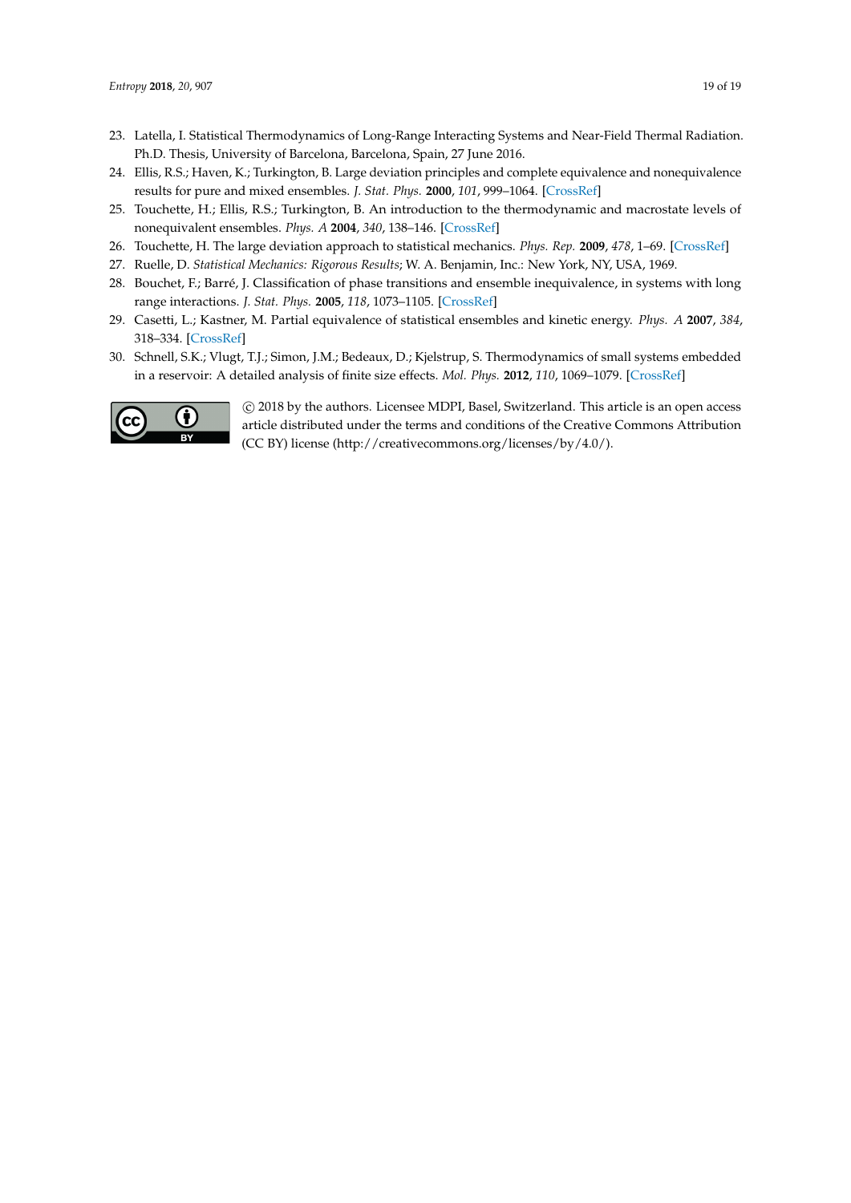23. Latella, I. Statistical Thermodynamics of Long-Range Interacting Systems and Near-Field Thermal Radiation. Ph.D. Thesis, University of Barcelona, Barcelona, Spain, 27 June 2016.
24. Ellis, R.S.; Haven, K.; Turkington, B. Large deviation principles and complete equivalence and nonequivalence results for pure and mixed ensembles. *J. Stat. Phys.* **2000**, *101*, 999–1064. [CrossRef]
25. Touchette, H.; Ellis, R.S.; Turkington, B. An introduction to the thermodynamic and macrostate levels of nonequivalent ensembles. *Phys. A* **2004**, *340*, 138–146. [CrossRef]
26. Touchette, H. The large deviation approach to statistical mechanics. *Phys. Rep.* **2009**, *478*, 1–69. [CrossRef]
27. Ruelle, D. *Statistical Mechanics: Rigorous Results*; W. A. Benjamin, Inc.: New York, NY, USA, 1969.
28. Bouchet, F.; Barré, J. Classification of phase transitions and ensemble inequivalence, in systems with long range interactions. *J. Stat. Phys.* **2005**, *118*, 1073–1105. [CrossRef]
29. Casetti, L.; Kastner, M. Partial equivalence of statistical ensembles and kinetic energy. *Phys. A* **2007**, *384*, 318–334. [CrossRef]
30. Schnell, S.K.; Vlugt, T.J.; Simon, J.M.; Bedeaux, D.; Kjelstrup, S. Thermodynamics of small systems embedded in a reservoir: A detailed analysis of finite size effects. *Mol. Phys.* **2012**, *110*, 1069–1079. [CrossRef]

© 2018 by the authors. Licensee MDPI, Basel, Switzerland. This article is an open access article distributed under the terms and conditions of the Creative Commons Attribution (CC BY) license (http://creativecommons.org/licenses/by/4.0/).